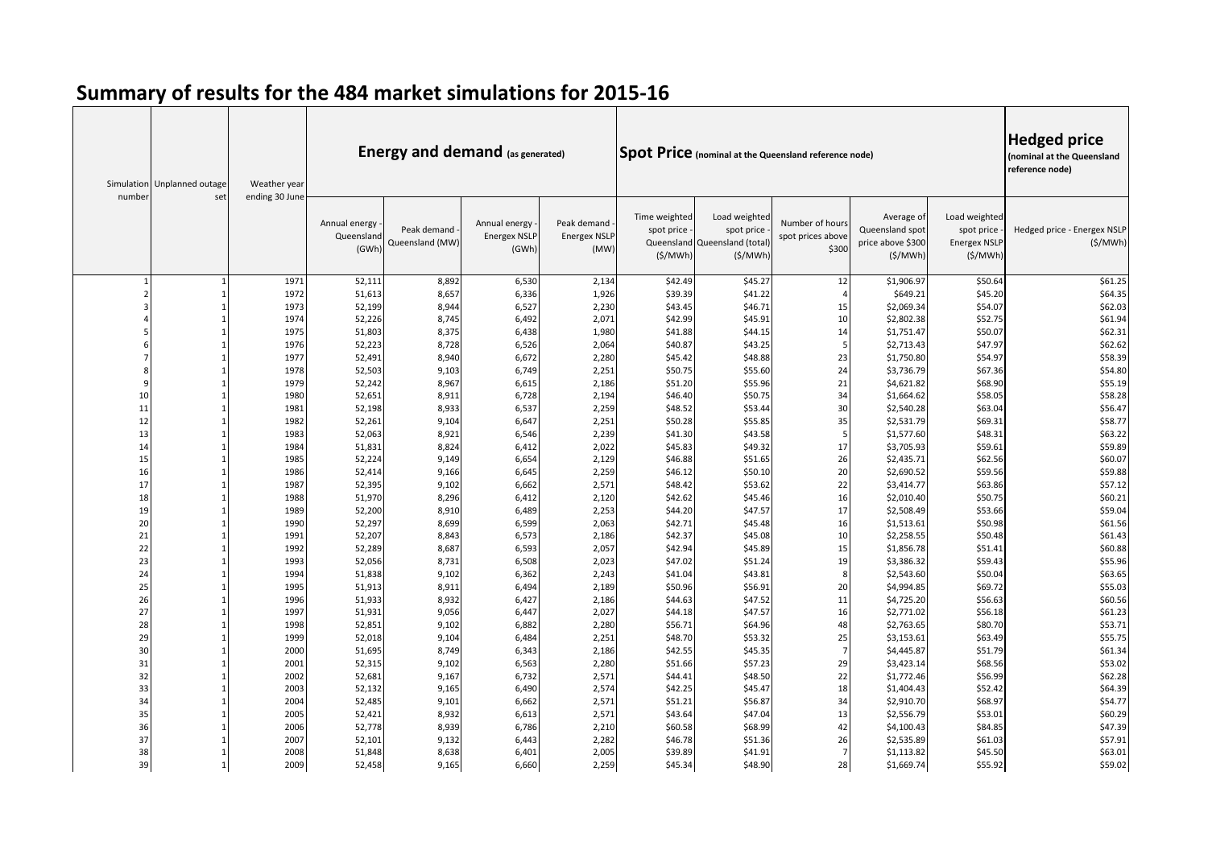# Summary of results for the 484 market simulations for 2015-16

| Simulation number | Unplanned outage set | Weather year ending 30 June | Energy and demand (as generated) | | | | Spot Price (nominal at the Queensland reference node) | | | | | Hedged price (nominal at the Queensland reference node) |
|---|---|---|---|---|---|---|---|---|---|---|---|---|
| | | | Annual energy - Queensland (GWh) | Peak demand - Queensland (MW) | Annual energy - Energex NSLP (GWh) | Peak demand - Energex NSLP (MW) | Time weighted spot price - Queensland ($/MWh) | Load weighted spot price - Queensland (total) ($/MWh) | Number of hours spot prices above $300 | Average of Queensland spot price above $300 ($/MWh) | Load weighted spot price - Energex NSLP ($/MWh) | Hedged price - Energex NSLP ($/MWh) |
| 1 | 1 | 1971 | 52,111 | 8,892 | 6,530 | 2,134 | $42.49 | $45.27 | 12 | $1,906.97 | $50.64 | $61.25 |
| 2 | 1 | 1972 | 51,613 | 8,657 | 6,336 | 1,926 | $39.39 | $41.22 | 4 | $649.21 | $45.20 | $64.35 |
| 3 | 1 | 1973 | 52,199 | 8,944 | 6,527 | 2,230 | $43.45 | $46.71 | 15 | $2,069.34 | $54.07 | $62.03 |
| 4 | 1 | 1974 | 52,226 | 8,745 | 6,492 | 2,071 | $42.99 | $45.91 | 10 | $2,802.38 | $52.75 | $61.94 |
| 5 | 1 | 1975 | 51,803 | 8,375 | 6,438 | 1,980 | $41.88 | $44.15 | 14 | $1,751.47 | $50.07 | $62.31 |
| 6 | 1 | 1976 | 52,223 | 8,728 | 6,526 | 2,064 | $40.87 | $43.25 | 5 | $2,713.43 | $47.97 | $62.62 |
| 7 | 1 | 1977 | 52,491 | 8,940 | 6,672 | 2,280 | $45.42 | $48.88 | 23 | $1,750.80 | $54.97 | $58.39 |
| 8 | 1 | 1978 | 52,503 | 9,103 | 6,749 | 2,251 | $50.75 | $55.60 | 24 | $3,736.79 | $67.36 | $54.80 |
| 9 | 1 | 1979 | 52,242 | 8,967 | 6,615 | 2,186 | $51.20 | $55.96 | 21 | $4,621.82 | $68.90 | $55.19 |
| 10 | 1 | 1980 | 52,651 | 8,911 | 6,728 | 2,194 | $46.40 | $50.75 | 34 | $1,664.62 | $58.05 | $58.28 |
| 11 | 1 | 1981 | 52,198 | 8,933 | 6,537 | 2,259 | $48.52 | $53.44 | 30 | $2,540.28 | $63.04 | $56.47 |
| 12 | 1 | 1982 | 52,261 | 9,104 | 6,647 | 2,251 | $50.28 | $55.85 | 35 | $2,531.79 | $69.31 | $58.77 |
| 13 | 1 | 1983 | 52,063 | 8,921 | 6,546 | 2,239 | $41.30 | $43.58 | 5 | $1,577.60 | $48.31 | $63.22 |
| 14 | 1 | 1984 | 51,831 | 8,824 | 6,412 | 2,022 | $45.83 | $49.32 | 17 | $3,705.93 | $59.61 | $59.89 |
| 15 | 1 | 1985 | 52,224 | 9,149 | 6,654 | 2,129 | $46.88 | $51.65 | 26 | $2,435.71 | $62.56 | $60.07 |
| 16 | 1 | 1986 | 52,414 | 9,166 | 6,645 | 2,259 | $46.12 | $50.10 | 20 | $2,690.52 | $59.56 | $59.88 |
| 17 | 1 | 1987 | 52,395 | 9,102 | 6,662 | 2,571 | $48.42 | $53.62 | 22 | $3,414.77 | $63.86 | $57.12 |
| 18 | 1 | 1988 | 51,970 | 8,296 | 6,412 | 2,120 | $42.62 | $45.46 | 16 | $2,010.40 | $50.75 | $60.21 |
| 19 | 1 | 1989 | 52,200 | 8,910 | 6,489 | 2,253 | $44.20 | $47.57 | 17 | $2,508.49 | $53.66 | $59.04 |
| 20 | 1 | 1990 | 52,297 | 8,699 | 6,599 | 2,063 | $42.71 | $45.48 | 16 | $1,513.61 | $50.98 | $61.56 |
| 21 | 1 | 1991 | 52,207 | 8,843 | 6,573 | 2,186 | $42.37 | $45.08 | 10 | $2,258.55 | $50.48 | $61.43 |
| 22 | 1 | 1992 | 52,289 | 8,687 | 6,593 | 2,057 | $42.94 | $45.89 | 15 | $1,856.78 | $51.41 | $60.88 |
| 23 | 1 | 1993 | 52,056 | 8,731 | 6,508 | 2,023 | $47.02 | $51.24 | 19 | $3,386.32 | $59.43 | $55.96 |
| 24 | 1 | 1994 | 51,838 | 9,102 | 6,362 | 2,243 | $41.04 | $43.81 | 8 | $2,543.60 | $50.04 | $63.65 |
| 25 | 1 | 1995 | 51,913 | 8,911 | 6,494 | 2,189 | $50.96 | $56.91 | 20 | $4,994.85 | $69.72 | $55.03 |
| 26 | 1 | 1996 | 51,933 | 8,932 | 6,427 | 2,186 | $44.63 | $47.52 | 11 | $4,725.20 | $56.63 | $60.56 |
| 27 | 1 | 1997 | 51,931 | 9,056 | 6,447 | 2,027 | $44.18 | $47.57 | 16 | $2,771.02 | $56.18 | $61.23 |
| 28 | 1 | 1998 | 52,851 | 9,102 | 6,882 | 2,280 | $56.71 | $64.96 | 48 | $2,763.65 | $80.70 | $53.71 |
| 29 | 1 | 1999 | 52,018 | 9,104 | 6,484 | 2,251 | $48.70 | $53.32 | 25 | $3,153.61 | $63.49 | $55.75 |
| 30 | 1 | 2000 | 51,695 | 8,749 | 6,343 | 2,186 | $42.55 | $45.35 | 7 | $4,445.87 | $51.79 | $61.34 |
| 31 | 1 | 2001 | 52,315 | 9,102 | 6,563 | 2,280 | $51.66 | $57.23 | 29 | $3,423.14 | $68.56 | $53.02 |
| 32 | 1 | 2002 | 52,681 | 9,167 | 6,732 | 2,571 | $44.41 | $48.50 | 22 | $1,772.46 | $56.99 | $62.28 |
| 33 | 1 | 2003 | 52,132 | 9,165 | 6,490 | 2,574 | $42.25 | $45.47 | 18 | $1,404.43 | $52.42 | $64.39 |
| 34 | 1 | 2004 | 52,485 | 9,101 | 6,662 | 2,571 | $51.21 | $56.87 | 34 | $2,910.70 | $68.97 | $54.77 |
| 35 | 1 | 2005 | 52,421 | 8,932 | 6,613 | 2,571 | $43.64 | $47.04 | 13 | $2,556.79 | $53.01 | $60.29 |
| 36 | 1 | 2006 | 52,778 | 8,939 | 6,786 | 2,210 | $60.58 | $68.99 | 42 | $4,100.43 | $84.85 | $47.39 |
| 37 | 1 | 2007 | 52,101 | 9,132 | 6,443 | 2,282 | $46.78 | $51.36 | 26 | $2,535.89 | $61.03 | $57.91 |
| 38 | 1 | 2008 | 51,848 | 8,638 | 6,401 | 2,005 | $39.89 | $41.91 | 7 | $1,113.82 | $45.50 | $63.01 |
| 39 | 1 | 2009 | 52,458 | 9,165 | 6,660 | 2,259 | $45.34 | $48.90 | 28 | $1,669.74 | $55.92 | $59.02 |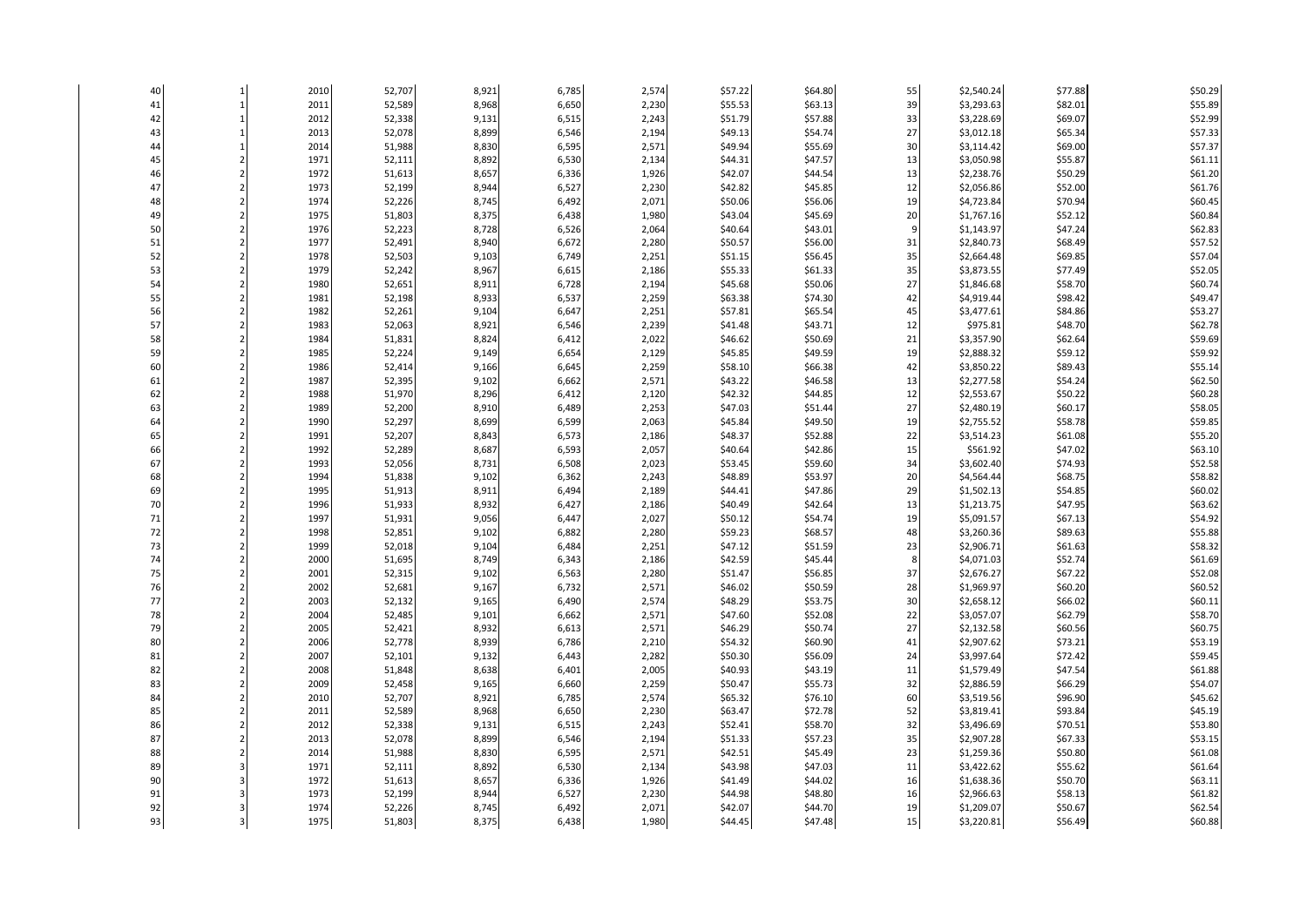| | | | | | | | | | | | | |
|---|---|---|---|---|---|---|---|---|---|---|---|---|
| 40 | 1 | 2010 | 52,707 | 8,921 | 6,785 | 2,574 | $57.22 | $64.80 | 55 | $2,540.24 | $77.88 | $50.29 |
| 41 | 1 | 2011 | 52,589 | 8,968 | 6,650 | 2,230 | $55.53 | $63.13 | 39 | $3,293.63 | $82.01 | $55.89 |
| 42 | 1 | 2012 | 52,338 | 9,131 | 6,515 | 2,243 | $51.79 | $57.88 | 33 | $3,228.69 | $69.07 | $52.99 |
| 43 | 1 | 2013 | 52,078 | 8,899 | 6,546 | 2,194 | $49.13 | $54.74 | 27 | $3,012.18 | $65.34 | $57.33 |
| 44 | 1 | 2014 | 51,988 | 8,830 | 6,595 | 2,571 | $49.94 | $55.69 | 30 | $3,114.42 | $69.00 | $57.37 |
| 45 | 2 | 1971 | 52,111 | 8,892 | 6,530 | 2,134 | $44.31 | $47.57 | 13 | $3,050.98 | $55.87 | $61.11 |
| 46 | 2 | 1972 | 51,613 | 8,657 | 6,336 | 1,926 | $42.07 | $44.54 | 13 | $2,238.76 | $50.29 | $61.20 |
| 47 | 2 | 1973 | 52,199 | 8,944 | 6,527 | 2,230 | $42.82 | $45.85 | 12 | $2,056.86 | $52.00 | $61.76 |
| 48 | 2 | 1974 | 52,226 | 8,745 | 6,492 | 2,071 | $50.06 | $56.06 | 19 | $4,723.84 | $70.94 | $60.45 |
| 49 | 2 | 1975 | 51,803 | 8,375 | 6,438 | 1,980 | $43.04 | $45.69 | 20 | $1,767.16 | $52.12 | $60.84 |
| 50 | 2 | 1976 | 52,223 | 8,728 | 6,526 | 2,064 | $40.64 | $43.01 | 9 | $1,143.97 | $47.24 | $62.83 |
| 51 | 2 | 1977 | 52,491 | 8,940 | 6,672 | 2,280 | $50.57 | $56.00 | 31 | $2,840.73 | $68.49 | $57.52 |
| 52 | 2 | 1978 | 52,503 | 9,103 | 6,749 | 2,251 | $51.15 | $56.45 | 35 | $2,664.48 | $69.85 | $57.04 |
| 53 | 2 | 1979 | 52,242 | 8,967 | 6,615 | 2,186 | $55.33 | $61.33 | 35 | $3,873.55 | $77.49 | $52.05 |
| 54 | 2 | 1980 | 52,651 | 8,911 | 6,728 | 2,194 | $45.68 | $50.06 | 27 | $1,846.68 | $58.70 | $60.74 |
| 55 | 2 | 1981 | 52,198 | 8,933 | 6,537 | 2,259 | $63.38 | $74.30 | 42 | $4,919.44 | $98.42 | $49.47 |
| 56 | 2 | 1982 | 52,261 | 9,104 | 6,647 | 2,251 | $57.81 | $65.54 | 45 | $3,477.61 | $84.86 | $53.27 |
| 57 | 2 | 1983 | 52,063 | 8,921 | 6,546 | 2,239 | $41.48 | $43.71 | 12 | $975.81 | $48.70 | $62.78 |
| 58 | 2 | 1984 | 51,831 | 8,824 | 6,412 | 2,022 | $46.62 | $50.69 | 21 | $3,357.90 | $62.64 | $59.69 |
| 59 | 2 | 1985 | 52,224 | 9,149 | 6,654 | 2,129 | $45.85 | $49.59 | 19 | $2,888.32 | $59.12 | $59.92 |
| 60 | 2 | 1986 | 52,414 | 9,166 | 6,645 | 2,259 | $58.10 | $66.38 | 42 | $3,850.22 | $89.43 | $55.14 |
| 61 | 2 | 1987 | 52,395 | 9,102 | 6,662 | 2,571 | $43.22 | $46.58 | 13 | $2,277.58 | $54.24 | $62.50 |
| 62 | 2 | 1988 | 51,970 | 8,296 | 6,412 | 2,120 | $42.32 | $44.85 | 12 | $2,553.67 | $50.22 | $60.28 |
| 63 | 2 | 1989 | 52,200 | 8,910 | 6,489 | 2,253 | $47.03 | $51.44 | 27 | $2,480.19 | $60.17 | $58.05 |
| 64 | 2 | 1990 | 52,297 | 8,699 | 6,599 | 2,063 | $45.84 | $49.50 | 19 | $2,755.52 | $58.78 | $59.85 |
| 65 | 2 | 1991 | 52,207 | 8,843 | 6,573 | 2,186 | $48.37 | $52.88 | 22 | $3,514.23 | $61.08 | $55.20 |
| 66 | 2 | 1992 | 52,289 | 8,687 | 6,593 | 2,057 | $40.64 | $42.86 | 15 | $561.92 | $47.02 | $63.10 |
| 67 | 2 | 1993 | 52,056 | 8,731 | 6,508 | 2,023 | $53.45 | $59.60 | 34 | $3,602.40 | $74.93 | $52.58 |
| 68 | 2 | 1994 | 51,838 | 9,102 | 6,362 | 2,243 | $48.89 | $53.97 | 20 | $4,564.44 | $68.75 | $58.82 |
| 69 | 2 | 1995 | 51,913 | 8,911 | 6,494 | 2,189 | $44.41 | $47.86 | 29 | $1,502.13 | $54.85 | $60.02 |
| 70 | 2 | 1996 | 51,933 | 8,932 | 6,427 | 2,186 | $40.49 | $42.64 | 13 | $1,213.75 | $47.95 | $63.62 |
| 71 | 2 | 1997 | 51,931 | 9,056 | 6,447 | 2,027 | $50.12 | $54.74 | 19 | $5,091.57 | $67.13 | $54.92 |
| 72 | 2 | 1998 | 52,851 | 9,102 | 6,882 | 2,280 | $59.23 | $68.57 | 48 | $3,260.36 | $89.63 | $55.88 |
| 73 | 2 | 1999 | 52,018 | 9,104 | 6,484 | 2,251 | $47.12 | $51.59 | 23 | $2,906.71 | $61.63 | $58.32 |
| 74 | 2 | 2000 | 51,695 | 8,749 | 6,343 | 2,186 | $42.59 | $45.44 | 8 | $4,071.03 | $52.74 | $61.69 |
| 75 | 2 | 2001 | 52,315 | 9,102 | 6,563 | 2,280 | $51.47 | $56.85 | 37 | $2,676.27 | $67.22 | $52.08 |
| 76 | 2 | 2002 | 52,681 | 9,167 | 6,732 | 2,571 | $46.02 | $50.59 | 28 | $1,969.97 | $60.20 | $60.52 |
| 77 | 2 | 2003 | 52,132 | 9,165 | 6,490 | 2,574 | $48.29 | $53.75 | 30 | $2,658.12 | $66.02 | $60.11 |
| 78 | 2 | 2004 | 52,485 | 9,101 | 6,662 | 2,571 | $47.60 | $52.08 | 22 | $3,057.07 | $62.79 | $58.70 |
| 79 | 2 | 2005 | 52,421 | 8,932 | 6,613 | 2,571 | $46.29 | $50.74 | 27 | $2,132.58 | $60.56 | $60.75 |
| 80 | 2 | 2006 | 52,778 | 8,939 | 6,786 | 2,210 | $54.32 | $60.90 | 41 | $2,907.62 | $73.21 | $53.19 |
| 81 | 2 | 2007 | 52,101 | 9,132 | 6,443 | 2,282 | $50.30 | $56.09 | 24 | $3,997.64 | $72.42 | $59.45 |
| 82 | 2 | 2008 | 51,848 | 8,638 | 6,401 | 2,005 | $40.93 | $43.19 | 11 | $1,579.49 | $47.54 | $61.88 |
| 83 | 2 | 2009 | 52,458 | 9,165 | 6,660 | 2,259 | $50.47 | $55.73 | 32 | $2,886.59 | $66.29 | $54.07 |
| 84 | 2 | 2010 | 52,707 | 8,921 | 6,785 | 2,574 | $65.32 | $76.10 | 60 | $3,519.56 | $96.90 | $45.62 |
| 85 | 2 | 2011 | 52,589 | 8,968 | 6,650 | 2,230 | $63.47 | $72.78 | 52 | $3,819.41 | $93.84 | $45.19 |
| 86 | 2 | 2012 | 52,338 | 9,131 | 6,515 | 2,243 | $52.41 | $58.70 | 32 | $3,496.69 | $70.51 | $53.80 |
| 87 | 2 | 2013 | 52,078 | 8,899 | 6,546 | 2,194 | $51.33 | $57.23 | 35 | $2,907.28 | $67.33 | $53.15 |
| 88 | 2 | 2014 | 51,988 | 8,830 | 6,595 | 2,571 | $42.51 | $45.49 | 23 | $1,259.36 | $50.80 | $61.08 |
| 89 | 3 | 1971 | 52,111 | 8,892 | 6,530 | 2,134 | $43.98 | $47.03 | 11 | $3,422.62 | $55.62 | $61.64 |
| 90 | 3 | 1972 | 51,613 | 8,657 | 6,336 | 1,926 | $41.49 | $44.02 | 16 | $1,638.36 | $50.70 | $63.11 |
| 91 | 3 | 1973 | 52,199 | 8,944 | 6,527 | 2,230 | $44.98 | $48.80 | 16 | $2,966.63 | $58.13 | $61.82 |
| 92 | 3 | 1974 | 52,226 | 8,745 | 6,492 | 2,071 | $42.07 | $44.70 | 19 | $1,209.07 | $50.67 | $62.54 |
| 93 | 3 | 1975 | 51,803 | 8,375 | 6,438 | 1,980 | $44.45 | $47.48 | 15 | $3,220.81 | $56.49 | $60.88 |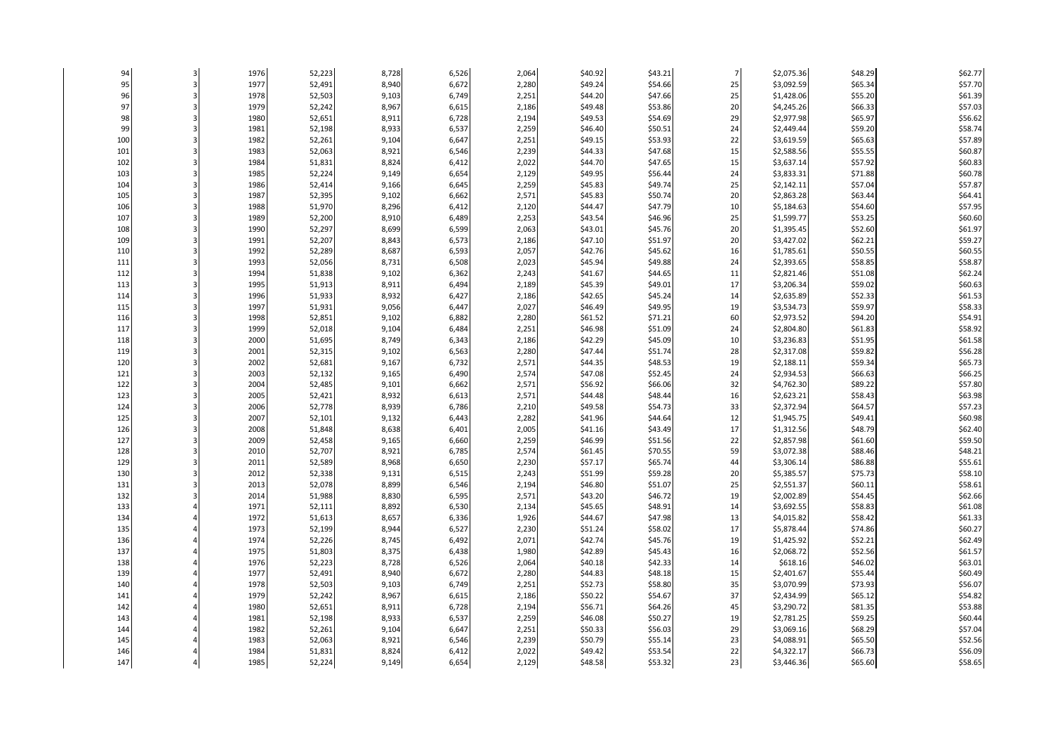| | | | | | | | | | | | | |
|---|---|---|---|---|---|---|---|---|---|---|---|---|
| 94 | 3 | 1976 | 52,223 | 8,728 | 6,526 | 2,064 | $40.92 | $43.21 | 7 | $2,075.36 | $48.29 | $62.77 |
| 95 | 3 | 1977 | 52,491 | 8,940 | 6,672 | 2,280 | $49.24 | $54.66 | 25 | $3,092.59 | $65.34 | $57.70 |
| 96 | 3 | 1978 | 52,503 | 9,103 | 6,749 | 2,251 | $44.20 | $47.66 | 25 | $1,428.06 | $55.20 | $61.39 |
| 97 | 3 | 1979 | 52,242 | 8,967 | 6,615 | 2,186 | $49.48 | $53.86 | 20 | $4,245.26 | $66.33 | $57.03 |
| 98 | 3 | 1980 | 52,651 | 8,911 | 6,728 | 2,194 | $49.53 | $54.69 | 29 | $2,977.98 | $65.97 | $56.62 |
| 99 | 3 | 1981 | 52,198 | 8,933 | 6,537 | 2,259 | $46.40 | $50.51 | 24 | $2,449.44 | $59.20 | $58.74 |
| 100 | 3 | 1982 | 52,261 | 9,104 | 6,647 | 2,251 | $49.15 | $53.93 | 22 | $3,619.59 | $65.63 | $57.89 |
| 101 | 3 | 1983 | 52,063 | 8,921 | 6,546 | 2,239 | $44.33 | $47.68 | 15 | $2,588.56 | $55.55 | $60.87 |
| 102 | 3 | 1984 | 51,831 | 8,824 | 6,412 | 2,022 | $44.70 | $47.65 | 15 | $3,637.14 | $57.92 | $60.83 |
| 103 | 3 | 1985 | 52,224 | 9,149 | 6,654 | 2,129 | $49.95 | $56.44 | 24 | $3,833.31 | $71.88 | $60.78 |
| 104 | 3 | 1986 | 52,414 | 9,166 | 6,645 | 2,259 | $45.83 | $49.74 | 25 | $2,142.11 | $57.04 | $57.87 |
| 105 | 3 | 1987 | 52,395 | 9,102 | 6,662 | 2,571 | $45.83 | $50.74 | 20 | $2,863.28 | $63.44 | $64.41 |
| 106 | 3 | 1988 | 51,970 | 8,296 | 6,412 | 2,120 | $44.47 | $47.79 | 10 | $5,184.63 | $54.60 | $57.95 |
| 107 | 3 | 1989 | 52,200 | 8,910 | 6,489 | 2,253 | $43.54 | $46.96 | 25 | $1,599.77 | $53.25 | $60.60 |
| 108 | 3 | 1990 | 52,297 | 8,699 | 6,599 | 2,063 | $43.01 | $45.76 | 20 | $1,395.45 | $52.60 | $61.97 |
| 109 | 3 | 1991 | 52,207 | 8,843 | 6,573 | 2,186 | $47.10 | $51.97 | 20 | $3,427.02 | $62.21 | $59.27 |
| 110 | 3 | 1992 | 52,289 | 8,687 | 6,593 | 2,057 | $42.76 | $45.62 | 16 | $1,785.61 | $50.55 | $60.55 |
| 111 | 3 | 1993 | 52,056 | 8,731 | 6,508 | 2,023 | $45.94 | $49.88 | 24 | $2,393.65 | $58.85 | $58.87 |
| 112 | 3 | 1994 | 51,838 | 9,102 | 6,362 | 2,243 | $41.67 | $44.65 | 11 | $2,821.46 | $51.08 | $62.24 |
| 113 | 3 | 1995 | 51,913 | 8,911 | 6,494 | 2,189 | $45.39 | $49.01 | 17 | $3,206.34 | $59.02 | $60.63 |
| 114 | 3 | 1996 | 51,933 | 8,932 | 6,427 | 2,186 | $42.65 | $45.24 | 14 | $2,635.89 | $52.33 | $61.53 |
| 115 | 3 | 1997 | 51,931 | 9,056 | 6,447 | 2,027 | $46.49 | $49.95 | 19 | $3,534.73 | $59.97 | $58.33 |
| 116 | 3 | 1998 | 52,851 | 9,102 | 6,882 | 2,280 | $61.52 | $71.21 | 60 | $2,973.52 | $94.20 | $54.91 |
| 117 | 3 | 1999 | 52,018 | 9,104 | 6,484 | 2,251 | $46.98 | $51.09 | 24 | $2,804.80 | $61.83 | $58.92 |
| 118 | 3 | 2000 | 51,695 | 8,749 | 6,343 | 2,186 | $42.29 | $45.09 | 10 | $3,236.83 | $51.95 | $61.58 |
| 119 | 3 | 2001 | 52,315 | 9,102 | 6,563 | 2,280 | $47.44 | $51.74 | 28 | $2,317.08 | $59.82 | $56.28 |
| 120 | 3 | 2002 | 52,681 | 9,167 | 6,732 | 2,571 | $44.35 | $48.53 | 19 | $2,188.11 | $59.34 | $65.73 |
| 121 | 3 | 2003 | 52,132 | 9,165 | 6,490 | 2,574 | $47.08 | $52.45 | 24 | $2,934.53 | $66.63 | $66.25 |
| 122 | 3 | 2004 | 52,485 | 9,101 | 6,662 | 2,571 | $56.92 | $66.06 | 32 | $4,762.30 | $89.22 | $57.80 |
| 123 | 3 | 2005 | 52,421 | 8,932 | 6,613 | 2,571 | $44.48 | $48.44 | 16 | $2,623.21 | $58.43 | $63.98 |
| 124 | 3 | 2006 | 52,778 | 8,939 | 6,786 | 2,210 | $49.58 | $54.73 | 33 | $2,372.94 | $64.57 | $57.23 |
| 125 | 3 | 2007 | 52,101 | 9,132 | 6,443 | 2,282 | $41.96 | $44.64 | 12 | $1,945.75 | $49.41 | $60.98 |
| 126 | 3 | 2008 | 51,848 | 8,638 | 6,401 | 2,005 | $41.16 | $43.49 | 17 | $1,312.56 | $48.79 | $62.40 |
| 127 | 3 | 2009 | 52,458 | 9,165 | 6,660 | 2,259 | $46.99 | $51.56 | 22 | $2,857.98 | $61.60 | $59.50 |
| 128 | 3 | 2010 | 52,707 | 8,921 | 6,785 | 2,574 | $61.45 | $70.55 | 59 | $3,072.38 | $88.46 | $48.21 |
| 129 | 3 | 2011 | 52,589 | 8,968 | 6,650 | 2,230 | $57.17 | $65.74 | 44 | $3,306.14 | $86.88 | $55.61 |
| 130 | 3 | 2012 | 52,338 | 9,131 | 6,515 | 2,243 | $51.99 | $59.28 | 20 | $5,385.57 | $75.73 | $58.10 |
| 131 | 3 | 2013 | 52,078 | 8,899 | 6,546 | 2,194 | $46.80 | $51.07 | 25 | $2,551.37 | $60.11 | $58.61 |
| 132 | 3 | 2014 | 51,988 | 8,830 | 6,595 | 2,571 | $43.20 | $46.72 | 19 | $2,002.89 | $54.45 | $62.66 |
| 133 | 4 | 1971 | 52,111 | 8,892 | 6,530 | 2,134 | $45.65 | $48.91 | 14 | $3,692.55 | $58.83 | $61.08 |
| 134 | 4 | 1972 | 51,613 | 8,657 | 6,336 | 1,926 | $44.67 | $47.98 | 13 | $4,015.82 | $58.42 | $61.33 |
| 135 | 4 | 1973 | 52,199 | 8,944 | 6,527 | 2,230 | $51.24 | $58.02 | 17 | $5,878.44 | $74.86 | $60.27 |
| 136 | 4 | 1974 | 52,226 | 8,745 | 6,492 | 2,071 | $42.74 | $45.76 | 19 | $1,425.92 | $52.21 | $62.49 |
| 137 | 4 | 1975 | 51,803 | 8,375 | 6,438 | 1,980 | $42.89 | $45.43 | 16 | $2,068.72 | $52.56 | $61.57 |
| 138 | 4 | 1976 | 52,223 | 8,728 | 6,526 | 2,064 | $40.18 | $42.33 | 14 | $618.16 | $46.02 | $63.01 |
| 139 | 4 | 1977 | 52,491 | 8,940 | 6,672 | 2,280 | $44.83 | $48.18 | 15 | $2,401.67 | $55.44 | $60.49 |
| 140 | 4 | 1978 | 52,503 | 9,103 | 6,749 | 2,251 | $52.73 | $58.80 | 35 | $3,070.99 | $73.93 | $56.07 |
| 141 | 4 | 1979 | 52,242 | 8,967 | 6,615 | 2,186 | $50.22 | $54.67 | 37 | $2,434.99 | $65.12 | $54.82 |
| 142 | 4 | 1980 | 52,651 | 8,911 | 6,728 | 2,194 | $56.71 | $64.26 | 45 | $3,290.72 | $81.35 | $53.88 |
| 143 | 4 | 1981 | 52,198 | 8,933 | 6,537 | 2,259 | $46.08 | $50.27 | 19 | $2,781.25 | $59.25 | $60.44 |
| 144 | 4 | 1982 | 52,261 | 9,104 | 6,647 | 2,251 | $50.33 | $56.03 | 29 | $3,069.16 | $68.29 | $57.04 |
| 145 | 4 | 1983 | 52,063 | 8,921 | 6,546 | 2,239 | $50.79 | $55.14 | 23 | $4,088.91 | $65.50 | $52.56 |
| 146 | 4 | 1984 | 51,831 | 8,824 | 6,412 | 2,022 | $49.42 | $53.54 | 22 | $4,322.17 | $66.73 | $56.09 |
| 147 | 4 | 1985 | 52,224 | 9,149 | 6,654 | 2,129 | $48.58 | $53.32 | 23 | $3,446.36 | $65.60 | $58.65 |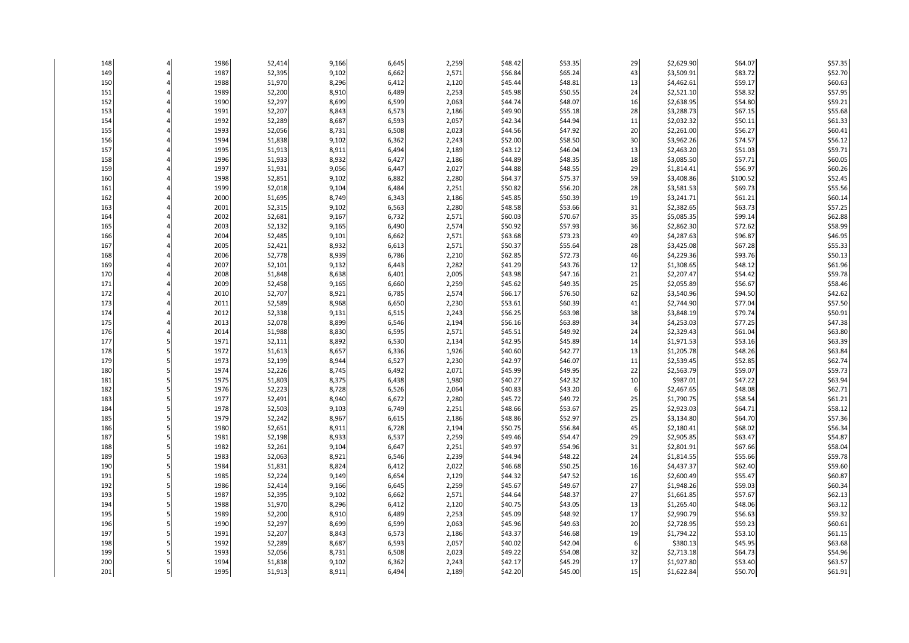| | | | | | | | | | | | | |
|---|---|---|---|---|---|---|---|---|---|---|---|---|
| 148 | 4 | 1986 | 52,414 | 9,166 | 6,645 | 2,259 | $48.42 | $53.35 | 29 | $2,629.90 | $64.07 | $57.35 |
| 149 | 4 | 1987 | 52,395 | 9,102 | 6,662 | 2,571 | $56.84 | $65.24 | 43 | $3,509.91 | $83.72 | $52.70 |
| 150 | 4 | 1988 | 51,970 | 8,296 | 6,412 | 2,120 | $45.44 | $48.81 | 13 | $4,462.61 | $59.17 | $60.63 |
| 151 | 4 | 1989 | 52,200 | 8,910 | 6,489 | 2,253 | $45.98 | $50.55 | 24 | $2,521.10 | $58.32 | $57.95 |
| 152 | 4 | 1990 | 52,297 | 8,699 | 6,599 | 2,063 | $44.74 | $48.07 | 16 | $2,638.95 | $54.80 | $59.21 |
| 153 | 4 | 1991 | 52,207 | 8,843 | 6,573 | 2,186 | $49.90 | $55.18 | 28 | $3,288.73 | $67.15 | $55.68 |
| 154 | 4 | 1992 | 52,289 | 8,687 | 6,593 | 2,057 | $42.34 | $44.94 | 11 | $2,032.32 | $50.11 | $61.33 |
| 155 | 4 | 1993 | 52,056 | 8,731 | 6,508 | 2,023 | $44.56 | $47.92 | 20 | $2,261.00 | $56.27 | $60.41 |
| 156 | 4 | 1994 | 51,838 | 9,102 | 6,362 | 2,243 | $52.00 | $58.50 | 30 | $3,962.26 | $74.57 | $56.12 |
| 157 | 4 | 1995 | 51,913 | 8,911 | 6,494 | 2,189 | $43.12 | $46.04 | 13 | $2,463.20 | $51.03 | $59.71 |
| 158 | 4 | 1996 | 51,933 | 8,932 | 6,427 | 2,186 | $44.89 | $48.35 | 18 | $3,085.50 | $57.71 | $60.05 |
| 159 | 4 | 1997 | 51,931 | 9,056 | 6,447 | 2,027 | $44.88 | $48.55 | 29 | $1,814.41 | $56.97 | $60.26 |
| 160 | 4 | 1998 | 52,851 | 9,102 | 6,882 | 2,280 | $64.37 | $75.37 | 59 | $3,408.86 | $100.52 | $52.45 |
| 161 | 4 | 1999 | 52,018 | 9,104 | 6,484 | 2,251 | $50.82 | $56.20 | 28 | $3,581.53 | $69.73 | $55.56 |
| 162 | 4 | 2000 | 51,695 | 8,749 | 6,343 | 2,186 | $45.85 | $50.39 | 19 | $3,241.71 | $61.21 | $60.14 |
| 163 | 4 | 2001 | 52,315 | 9,102 | 6,563 | 2,280 | $48.58 | $53.66 | 31 | $2,382.65 | $63.73 | $57.25 |
| 164 | 4 | 2002 | 52,681 | 9,167 | 6,732 | 2,571 | $60.03 | $70.67 | 35 | $5,085.35 | $99.14 | $62.88 |
| 165 | 4 | 2003 | 52,132 | 9,165 | 6,490 | 2,574 | $50.92 | $57.93 | 36 | $2,862.30 | $72.62 | $58.99 |
| 166 | 4 | 2004 | 52,485 | 9,101 | 6,662 | 2,571 | $63.68 | $73.23 | 49 | $4,287.63 | $96.87 | $46.95 |
| 167 | 4 | 2005 | 52,421 | 8,932 | 6,613 | 2,571 | $50.37 | $55.64 | 28 | $3,425.08 | $67.28 | $55.33 |
| 168 | 4 | 2006 | 52,778 | 8,939 | 6,786 | 2,210 | $62.85 | $72.73 | 46 | $4,229.36 | $93.76 | $50.13 |
| 169 | 4 | 2007 | 52,101 | 9,132 | 6,443 | 2,282 | $41.29 | $43.76 | 12 | $1,308.65 | $48.12 | $61.96 |
| 170 | 4 | 2008 | 51,848 | 8,638 | 6,401 | 2,005 | $43.98 | $47.16 | 21 | $2,207.47 | $54.42 | $59.78 |
| 171 | 4 | 2009 | 52,458 | 9,165 | 6,660 | 2,259 | $45.62 | $49.35 | 25 | $2,055.89 | $56.67 | $58.46 |
| 172 | 4 | 2010 | 52,707 | 8,921 | 6,785 | 2,574 | $66.17 | $76.50 | 62 | $3,540.96 | $94.50 | $42.62 |
| 173 | 4 | 2011 | 52,589 | 8,968 | 6,650 | 2,230 | $53.61 | $60.39 | 41 | $2,744.90 | $77.04 | $57.50 |
| 174 | 4 | 2012 | 52,338 | 9,131 | 6,515 | 2,243 | $56.25 | $63.98 | 38 | $3,848.19 | $79.74 | $50.91 |
| 175 | 4 | 2013 | 52,078 | 8,899 | 6,546 | 2,194 | $56.16 | $63.89 | 34 | $4,253.03 | $77.25 | $47.38 |
| 176 | 4 | 2014 | 51,988 | 8,830 | 6,595 | 2,571 | $45.51 | $49.92 | 24 | $2,329.43 | $61.04 | $63.80 |
| 177 | 5 | 1971 | 52,111 | 8,892 | 6,530 | 2,134 | $42.95 | $45.89 | 14 | $1,971.53 | $53.16 | $63.39 |
| 178 | 5 | 1972 | 51,613 | 8,657 | 6,336 | 1,926 | $40.60 | $42.77 | 13 | $1,205.78 | $48.26 | $63.84 |
| 179 | 5 | 1973 | 52,199 | 8,944 | 6,527 | 2,230 | $42.97 | $46.07 | 11 | $2,539.45 | $52.85 | $62.74 |
| 180 | 5 | 1974 | 52,226 | 8,745 | 6,492 | 2,071 | $45.99 | $49.95 | 22 | $2,563.79 | $59.07 | $59.73 |
| 181 | 5 | 1975 | 51,803 | 8,375 | 6,438 | 1,980 | $40.27 | $42.32 | 10 | $987.01 | $47.22 | $63.94 |
| 182 | 5 | 1976 | 52,223 | 8,728 | 6,526 | 2,064 | $40.83 | $43.20 | 6 | $2,467.65 | $48.08 | $62.71 |
| 183 | 5 | 1977 | 52,491 | 8,940 | 6,672 | 2,280 | $45.72 | $49.72 | 25 | $1,790.75 | $58.54 | $61.21 |
| 184 | 5 | 1978 | 52,503 | 9,103 | 6,749 | 2,251 | $48.66 | $53.67 | 25 | $2,923.03 | $64.71 | $58.12 |
| 185 | 5 | 1979 | 52,242 | 8,967 | 6,615 | 2,186 | $48.86 | $52.97 | 25 | $3,134.80 | $64.70 | $57.36 |
| 186 | 5 | 1980 | 52,651 | 8,911 | 6,728 | 2,194 | $50.75 | $56.84 | 45 | $2,180.41 | $68.02 | $56.34 |
| 187 | 5 | 1981 | 52,198 | 8,933 | 6,537 | 2,259 | $49.46 | $54.47 | 29 | $2,905.85 | $63.47 | $54.87 |
| 188 | 5 | 1982 | 52,261 | 9,104 | 6,647 | 2,251 | $49.97 | $54.96 | 31 | $2,801.91 | $67.66 | $58.04 |
| 189 | 5 | 1983 | 52,063 | 8,921 | 6,546 | 2,239 | $44.94 | $48.22 | 24 | $1,814.55 | $55.66 | $59.78 |
| 190 | 5 | 1984 | 51,831 | 8,824 | 6,412 | 2,022 | $46.68 | $50.25 | 16 | $4,437.37 | $62.40 | $59.60 |
| 191 | 5 | 1985 | 52,224 | 9,149 | 6,654 | 2,129 | $44.32 | $47.52 | 16 | $2,600.49 | $55.47 | $60.87 |
| 192 | 5 | 1986 | 52,414 | 9,166 | 6,645 | 2,259 | $45.67 | $49.67 | 27 | $1,948.26 | $59.03 | $60.34 |
| 193 | 5 | 1987 | 52,395 | 9,102 | 6,662 | 2,571 | $44.64 | $48.37 | 27 | $1,661.85 | $57.67 | $62.13 |
| 194 | 5 | 1988 | 51,970 | 8,296 | 6,412 | 2,120 | $40.75 | $43.05 | 13 | $1,265.40 | $48.06 | $63.12 |
| 195 | 5 | 1989 | 52,200 | 8,910 | 6,489 | 2,253 | $45.09 | $48.92 | 17 | $2,990.79 | $56.63 | $59.32 |
| 196 | 5 | 1990 | 52,297 | 8,699 | 6,599 | 2,063 | $45.96 | $49.63 | 20 | $2,728.95 | $59.23 | $60.61 |
| 197 | 5 | 1991 | 52,207 | 8,843 | 6,573 | 2,186 | $43.37 | $46.68 | 19 | $1,794.22 | $53.10 | $61.15 |
| 198 | 5 | 1992 | 52,289 | 8,687 | 6,593 | 2,057 | $40.02 | $42.04 | 6 | $380.13 | $45.95 | $63.68 |
| 199 | 5 | 1993 | 52,056 | 8,731 | 6,508 | 2,023 | $49.22 | $54.08 | 32 | $2,713.18 | $64.73 | $54.96 |
| 200 | 5 | 1994 | 51,838 | 9,102 | 6,362 | 2,243 | $42.17 | $45.29 | 17 | $1,927.80 | $53.40 | $63.57 |
| 201 | 5 | 1995 | 51,913 | 8,911 | 6,494 | 2,189 | $42.20 | $45.00 | 15 | $1,622.84 | $50.70 | $61.91 |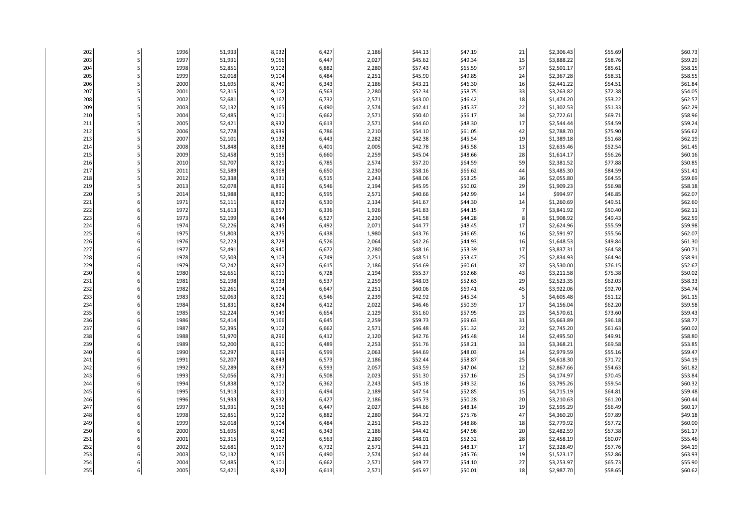|  |  |  |  |  |  |  |  |  |  |  |  |  |
|---|---|---|---|---|---|---|---|---|---|---|---|---|
| 202 | 5 | 1996 | 51,933 | 8,932 | 6,427 | 2,186 | $44.13 | $47.19 | 21 | $2,306.43 | $55.69 | $60.73 |
| 203 | 5 | 1997 | 51,931 | 9,056 | 6,447 | 2,027 | $45.62 | $49.34 | 15 | $3,888.22 | $58.76 | $59.29 |
| 204 | 5 | 1998 | 52,851 | 9,102 | 6,882 | 2,280 | $57.43 | $65.59 | 57 | $2,501.17 | $85.61 | $58.15 |
| 205 | 5 | 1999 | 52,018 | 9,104 | 6,484 | 2,251 | $45.90 | $49.85 | 24 | $2,367.28 | $58.31 | $58.55 |
| 206 | 5 | 2000 | 51,695 | 8,749 | 6,343 | 2,186 | $43.21 | $46.30 | 16 | $2,441.22 | $54.51 | $61.84 |
| 207 | 5 | 2001 | 52,315 | 9,102 | 6,563 | 2,280 | $52.34 | $58.75 | 33 | $3,263.82 | $72.38 | $54.05 |
| 208 | 5 | 2002 | 52,681 | 9,167 | 6,732 | 2,571 | $43.00 | $46.42 | 18 | $1,474.20 | $53.22 | $62.57 |
| 209 | 5 | 2003 | 52,132 | 9,165 | 6,490 | 2,574 | $42.41 | $45.37 | 22 | $1,302.53 | $51.33 | $62.29 |
| 210 | 5 | 2004 | 52,485 | 9,101 | 6,662 | 2,571 | $50.40 | $56.17 | 34 | $2,722.61 | $69.71 | $58.96 |
| 211 | 5 | 2005 | 52,421 | 8,932 | 6,613 | 2,571 | $44.60 | $48.30 | 17 | $2,544.44 | $54.59 | $59.24 |
| 212 | 5 | 2006 | 52,778 | 8,939 | 6,786 | 2,210 | $54.10 | $61.05 | 42 | $2,788.70 | $75.90 | $56.62 |
| 213 | 5 | 2007 | 52,101 | 9,132 | 6,443 | 2,282 | $42.38 | $45.54 | 19 | $1,389.18 | $51.68 | $62.19 |
| 214 | 5 | 2008 | 51,848 | 8,638 | 6,401 | 2,005 | $42.78 | $45.58 | 13 | $2,635.46 | $52.54 | $61.45 |
| 215 | 5 | 2009 | 52,458 | 9,165 | 6,660 | 2,259 | $45.04 | $48.66 | 28 | $1,614.17 | $56.26 | $60.16 |
| 216 | 5 | 2010 | 52,707 | 8,921 | 6,785 | 2,574 | $57.20 | $64.59 | 59 | $2,381.52 | $77.88 | $50.85 |
| 217 | 5 | 2011 | 52,589 | 8,968 | 6,650 | 2,230 | $58.16 | $66.62 | 44 | $3,485.30 | $84.59 | $51.41 |
| 218 | 5 | 2012 | 52,338 | 9,131 | 6,515 | 2,243 | $48.06 | $53.25 | 36 | $2,055.80 | $64.55 | $59.69 |
| 219 | 5 | 2013 | 52,078 | 8,899 | 6,546 | 2,194 | $45.95 | $50.02 | 29 | $1,909.23 | $56.98 | $58.18 |
| 220 | 5 | 2014 | 51,988 | 8,830 | 6,595 | 2,571 | $40.66 | $42.99 | 14 | $994.97 | $46.85 | $62.07 |
| 221 | 6 | 1971 | 52,111 | 8,892 | 6,530 | 2,134 | $41.67 | $44.30 | 14 | $1,260.69 | $49.51 | $62.60 |
| 222 | 6 | 1972 | 51,613 | 8,657 | 6,336 | 1,926 | $41.83 | $44.15 | 7 | $3,841.92 | $50.40 | $62.11 |
| 223 | 6 | 1973 | 52,199 | 8,944 | 6,527 | 2,230 | $41.58 | $44.28 | 8 | $1,908.92 | $49.43 | $62.59 |
| 224 | 6 | 1974 | 52,226 | 8,745 | 6,492 | 2,071 | $44.77 | $48.45 | 17 | $2,624.96 | $55.59 | $59.98 |
| 225 | 6 | 1975 | 51,803 | 8,375 | 6,438 | 1,980 | $43.76 | $46.65 | 16 | $2,591.97 | $55.56 | $62.07 |
| 226 | 6 | 1976 | 52,223 | 8,728 | 6,526 | 2,064 | $42.26 | $44.93 | 16 | $1,648.53 | $49.84 | $61.30 |
| 227 | 6 | 1977 | 52,491 | 8,940 | 6,672 | 2,280 | $48.16 | $53.39 | 17 | $3,837.31 | $64.58 | $60.71 |
| 228 | 6 | 1978 | 52,503 | 9,103 | 6,749 | 2,251 | $48.51 | $53.47 | 25 | $2,834.93 | $64.94 | $58.91 |
| 229 | 6 | 1979 | 52,242 | 8,967 | 6,615 | 2,186 | $54.69 | $60.61 | 37 | $3,530.00 | $76.15 | $52.67 |
| 230 | 6 | 1980 | 52,651 | 8,911 | 6,728 | 2,194 | $55.37 | $62.68 | 43 | $3,211.58 | $75.38 | $50.02 |
| 231 | 6 | 1981 | 52,198 | 8,933 | 6,537 | 2,259 | $48.03 | $52.63 | 29 | $2,523.35 | $62.03 | $58.33 |
| 232 | 6 | 1982 | 52,261 | 9,104 | 6,647 | 2,251 | $60.06 | $69.41 | 45 | $3,922.06 | $92.70 | $54.74 |
| 233 | 6 | 1983 | 52,063 | 8,921 | 6,546 | 2,239 | $42.92 | $45.34 | 5 | $4,605.48 | $51.12 | $61.15 |
| 234 | 6 | 1984 | 51,831 | 8,824 | 6,412 | 2,022 | $46.46 | $50.39 | 17 | $4,156.04 | $62.20 | $59.58 |
| 235 | 6 | 1985 | 52,224 | 9,149 | 6,654 | 2,129 | $51.60 | $57.95 | 23 | $4,570.61 | $73.60 | $59.43 |
| 236 | 6 | 1986 | 52,414 | 9,166 | 6,645 | 2,259 | $59.73 | $69.63 | 31 | $5,663.89 | $96.18 | $58.77 |
| 237 | 6 | 1987 | 52,395 | 9,102 | 6,662 | 2,571 | $46.48 | $51.32 | 22 | $2,745.20 | $61.63 | $60.02 |
| 238 | 6 | 1988 | 51,970 | 8,296 | 6,412 | 2,120 | $42.76 | $45.48 | 14 | $2,495.50 | $49.91 | $58.80 |
| 239 | 6 | 1989 | 52,200 | 8,910 | 6,489 | 2,253 | $51.76 | $58.21 | 33 | $3,368.21 | $69.58 | $53.85 |
| 240 | 6 | 1990 | 52,297 | 8,699 | 6,599 | 2,063 | $44.69 | $48.03 | 14 | $2,979.59 | $55.16 | $59.47 |
| 241 | 6 | 1991 | 52,207 | 8,843 | 6,573 | 2,186 | $52.44 | $58.87 | 25 | $4,618.30 | $71.72 | $54.19 |
| 242 | 6 | 1992 | 52,289 | 8,687 | 6,593 | 2,057 | $43.59 | $47.04 | 12 | $2,867.66 | $54.63 | $61.82 |
| 243 | 6 | 1993 | 52,056 | 8,731 | 6,508 | 2,023 | $51.30 | $57.16 | 25 | $4,174.97 | $70.45 | $53.84 |
| 244 | 6 | 1994 | 51,838 | 9,102 | 6,362 | 2,243 | $45.18 | $49.32 | 16 | $3,795.26 | $59.54 | $60.32 |
| 245 | 6 | 1995 | 51,913 | 8,911 | 6,494 | 2,189 | $47.54 | $52.85 | 15 | $4,715.19 | $64.81 | $59.48 |
| 246 | 6 | 1996 | 51,933 | 8,932 | 6,427 | 2,186 | $45.73 | $50.28 | 20 | $3,210.63 | $61.20 | $60.44 |
| 247 | 6 | 1997 | 51,931 | 9,056 | 6,447 | 2,027 | $44.66 | $48.14 | 19 | $2,595.29 | $56.49 | $60.17 |
| 248 | 6 | 1998 | 52,851 | 9,102 | 6,882 | 2,280 | $64.72 | $75.76 | 47 | $4,360.20 | $97.89 | $49.18 |
| 249 | 6 | 1999 | 52,018 | 9,104 | 6,484 | 2,251 | $45.23 | $48.86 | 18 | $2,779.92 | $57.72 | $60.00 |
| 250 | 6 | 2000 | 51,695 | 8,749 | 6,343 | 2,186 | $44.42 | $47.98 | 20 | $2,482.59 | $57.38 | $61.17 |
| 251 | 6 | 2001 | 52,315 | 9,102 | 6,563 | 2,280 | $48.01 | $52.32 | 28 | $2,458.19 | $60.07 | $55.46 |
| 252 | 6 | 2002 | 52,681 | 9,167 | 6,732 | 2,571 | $44.21 | $48.17 | 17 | $2,328.49 | $57.76 | $64.19 |
| 253 | 6 | 2003 | 52,132 | 9,165 | 6,490 | 2,574 | $42.44 | $45.76 | 19 | $1,523.17 | $52.86 | $63.93 |
| 254 | 6 | 2004 | 52,485 | 9,101 | 6,662 | 2,571 | $49.77 | $54.10 | 27 | $3,253.97 | $65.73 | $55.90 |
| 255 | 6 | 2005 | 52,421 | 8,932 | 6,613 | 2,571 | $45.97 | $50.01 | 18 | $2,987.70 | $58.65 | $60.62 |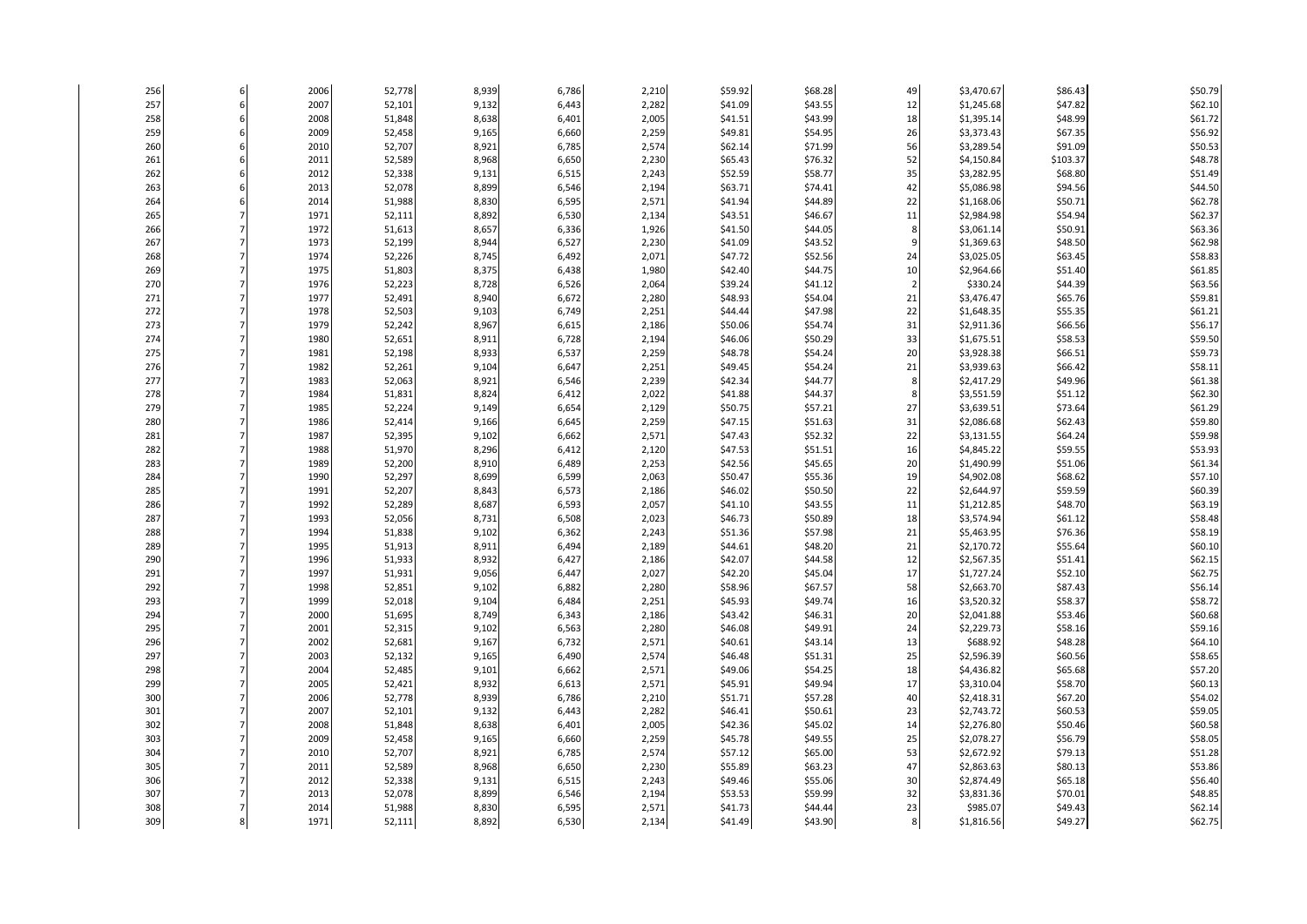|  |  |  |  |  |  |  |  |  |  |  |  |  |
|---|---|---|---|---|---|---|---|---|---|---|---|---|
| 256 | 6 | 2006 | 52,778 | 8,939 | 6,786 | 2,210 | $59.92 | $68.28 | 49 | $3,470.67 | $86.43 | $50.79 |
| 257 | 6 | 2007 | 52,101 | 9,132 | 6,443 | 2,282 | $41.09 | $43.55 | 12 | $1,245.68 | $47.82 | $62.10 |
| 258 | 6 | 2008 | 51,848 | 8,638 | 6,401 | 2,005 | $41.51 | $43.99 | 18 | $1,395.14 | $48.99 | $61.72 |
| 259 | 6 | 2009 | 52,458 | 9,165 | 6,660 | 2,259 | $49.81 | $54.95 | 26 | $3,373.43 | $67.35 | $56.92 |
| 260 | 6 | 2010 | 52,707 | 8,921 | 6,785 | 2,574 | $62.14 | $71.99 | 56 | $3,289.54 | $91.09 | $50.53 |
| 261 | 6 | 2011 | 52,589 | 8,968 | 6,650 | 2,230 | $65.43 | $76.32 | 52 | $4,150.84 | $103.37 | $48.78 |
| 262 | 6 | 2012 | 52,338 | 9,131 | 6,515 | 2,243 | $52.59 | $58.77 | 35 | $3,282.95 | $68.80 | $51.49 |
| 263 | 6 | 2013 | 52,078 | 8,899 | 6,546 | 2,194 | $63.71 | $74.41 | 42 | $5,086.98 | $94.56 | $44.50 |
| 264 | 6 | 2014 | 51,988 | 8,830 | 6,595 | 2,571 | $41.94 | $44.89 | 22 | $1,168.06 | $50.71 | $62.78 |
| 265 | 7 | 1971 | 52,111 | 8,892 | 6,530 | 2,134 | $43.51 | $46.67 | 11 | $2,984.98 | $54.94 | $62.37 |
| 266 | 7 | 1972 | 51,613 | 8,657 | 6,336 | 1,926 | $41.50 | $44.05 | 8 | $3,061.14 | $50.91 | $63.36 |
| 267 | 7 | 1973 | 52,199 | 8,944 | 6,527 | 2,230 | $41.09 | $43.52 | 9 | $1,369.63 | $48.50 | $62.98 |
| 268 | 7 | 1974 | 52,226 | 8,745 | 6,492 | 2,071 | $47.72 | $52.56 | 24 | $3,025.05 | $63.45 | $58.83 |
| 269 | 7 | 1975 | 51,803 | 8,375 | 6,438 | 1,980 | $42.40 | $44.75 | 10 | $2,964.66 | $51.40 | $61.85 |
| 270 | 7 | 1976 | 52,223 | 8,728 | 6,526 | 2,064 | $39.24 | $41.12 | 2 | $330.24 | $44.39 | $63.56 |
| 271 | 7 | 1977 | 52,491 | 8,940 | 6,672 | 2,280 | $48.93 | $54.04 | 21 | $3,476.47 | $65.76 | $59.81 |
| 272 | 7 | 1978 | 52,503 | 9,103 | 6,749 | 2,251 | $44.44 | $47.98 | 22 | $1,648.35 | $55.35 | $61.21 |
| 273 | 7 | 1979 | 52,242 | 8,967 | 6,615 | 2,186 | $50.06 | $54.74 | 31 | $2,911.36 | $66.56 | $56.17 |
| 274 | 7 | 1980 | 52,651 | 8,911 | 6,728 | 2,194 | $46.06 | $50.29 | 33 | $1,675.51 | $58.53 | $59.50 |
| 275 | 7 | 1981 | 52,198 | 8,933 | 6,537 | 2,259 | $48.78 | $54.24 | 20 | $3,928.38 | $66.51 | $59.73 |
| 276 | 7 | 1982 | 52,261 | 9,104 | 6,647 | 2,251 | $49.45 | $54.24 | 21 | $3,939.63 | $66.42 | $58.11 |
| 277 | 7 | 1983 | 52,063 | 8,921 | 6,546 | 2,239 | $42.34 | $44.77 | 8 | $2,417.29 | $49.96 | $61.38 |
| 278 | 7 | 1984 | 51,831 | 8,824 | 6,412 | 2,022 | $41.88 | $44.37 | 8 | $3,551.59 | $51.12 | $62.30 |
| 279 | 7 | 1985 | 52,224 | 9,149 | 6,654 | 2,129 | $50.75 | $57.21 | 27 | $3,639.51 | $73.64 | $61.29 |
| 280 | 7 | 1986 | 52,414 | 9,166 | 6,645 | 2,259 | $47.15 | $51.63 | 31 | $2,086.68 | $62.43 | $59.80 |
| 281 | 7 | 1987 | 52,395 | 9,102 | 6,662 | 2,571 | $47.43 | $52.32 | 22 | $3,131.55 | $64.24 | $59.98 |
| 282 | 7 | 1988 | 51,970 | 8,296 | 6,412 | 2,120 | $47.53 | $51.51 | 16 | $4,845.22 | $59.55 | $53.93 |
| 283 | 7 | 1989 | 52,200 | 8,910 | 6,489 | 2,253 | $42.56 | $45.65 | 20 | $1,490.99 | $51.06 | $61.34 |
| 284 | 7 | 1990 | 52,297 | 8,699 | 6,599 | 2,063 | $50.47 | $55.36 | 19 | $4,902.08 | $68.62 | $57.10 |
| 285 | 7 | 1991 | 52,207 | 8,843 | 6,573 | 2,186 | $46.02 | $50.50 | 22 | $2,644.97 | $59.59 | $60.39 |
| 286 | 7 | 1992 | 52,289 | 8,687 | 6,593 | 2,057 | $41.10 | $43.55 | 11 | $1,212.85 | $48.70 | $63.19 |
| 287 | 7 | 1993 | 52,056 | 8,731 | 6,508 | 2,023 | $46.73 | $50.89 | 18 | $3,574.94 | $61.12 | $58.48 |
| 288 | 7 | 1994 | 51,838 | 9,102 | 6,362 | 2,243 | $51.36 | $57.98 | 21 | $5,463.95 | $76.36 | $58.19 |
| 289 | 7 | 1995 | 51,913 | 8,911 | 6,494 | 2,189 | $44.61 | $48.20 | 21 | $2,170.72 | $55.64 | $60.10 |
| 290 | 7 | 1996 | 51,933 | 8,932 | 6,427 | 2,186 | $42.07 | $44.58 | 12 | $2,567.35 | $51.41 | $62.15 |
| 291 | 7 | 1997 | 51,931 | 9,056 | 6,447 | 2,027 | $42.20 | $45.04 | 17 | $1,727.24 | $52.10 | $62.75 |
| 292 | 7 | 1998 | 52,851 | 9,102 | 6,882 | 2,280 | $58.96 | $67.57 | 58 | $2,663.70 | $87.43 | $56.14 |
| 293 | 7 | 1999 | 52,018 | 9,104 | 6,484 | 2,251 | $45.93 | $49.74 | 16 | $3,520.32 | $58.37 | $58.72 |
| 294 | 7 | 2000 | 51,695 | 8,749 | 6,343 | 2,186 | $43.42 | $46.31 | 20 | $2,041.88 | $53.46 | $60.68 |
| 295 | 7 | 2001 | 52,315 | 9,102 | 6,563 | 2,280 | $46.08 | $49.91 | 24 | $2,229.73 | $58.16 | $59.16 |
| 296 | 7 | 2002 | 52,681 | 9,167 | 6,732 | 2,571 | $40.61 | $43.14 | 13 | $688.92 | $48.28 | $64.10 |
| 297 | 7 | 2003 | 52,132 | 9,165 | 6,490 | 2,574 | $46.48 | $51.31 | 25 | $2,596.39 | $60.56 | $58.65 |
| 298 | 7 | 2004 | 52,485 | 9,101 | 6,662 | 2,571 | $49.06 | $54.25 | 18 | $4,436.82 | $65.68 | $57.20 |
| 299 | 7 | 2005 | 52,421 | 8,932 | 6,613 | 2,571 | $45.91 | $49.94 | 17 | $3,310.04 | $58.70 | $60.13 |
| 300 | 7 | 2006 | 52,778 | 8,939 | 6,786 | 2,210 | $51.71 | $57.28 | 40 | $2,418.31 | $67.20 | $54.02 |
| 301 | 7 | 2007 | 52,101 | 9,132 | 6,443 | 2,282 | $46.41 | $50.61 | 23 | $2,743.72 | $60.53 | $59.05 |
| 302 | 7 | 2008 | 51,848 | 8,638 | 6,401 | 2,005 | $42.36 | $45.02 | 14 | $2,276.80 | $50.46 | $60.58 |
| 303 | 7 | 2009 | 52,458 | 9,165 | 6,660 | 2,259 | $45.78 | $49.55 | 25 | $2,078.27 | $56.79 | $58.05 |
| 304 | 7 | 2010 | 52,707 | 8,921 | 6,785 | 2,574 | $57.12 | $65.00 | 53 | $2,672.92 | $79.13 | $51.28 |
| 305 | 7 | 2011 | 52,589 | 8,968 | 6,650 | 2,230 | $55.89 | $63.23 | 47 | $2,863.63 | $80.13 | $53.86 |
| 306 | 7 | 2012 | 52,338 | 9,131 | 6,515 | 2,243 | $49.46 | $55.06 | 30 | $2,874.49 | $65.18 | $56.40 |
| 307 | 7 | 2013 | 52,078 | 8,899 | 6,546 | 2,194 | $53.53 | $59.99 | 32 | $3,831.36 | $70.01 | $48.85 |
| 308 | 7 | 2014 | 51,988 | 8,830 | 6,595 | 2,571 | $41.73 | $44.44 | 23 | $985.07 | $49.43 | $62.14 |
| 309 | 8 | 1971 | 52,111 | 8,892 | 6,530 | 2,134 | $41.49 | $43.90 | 8 | $1,816.56 | $49.27 | $62.75 |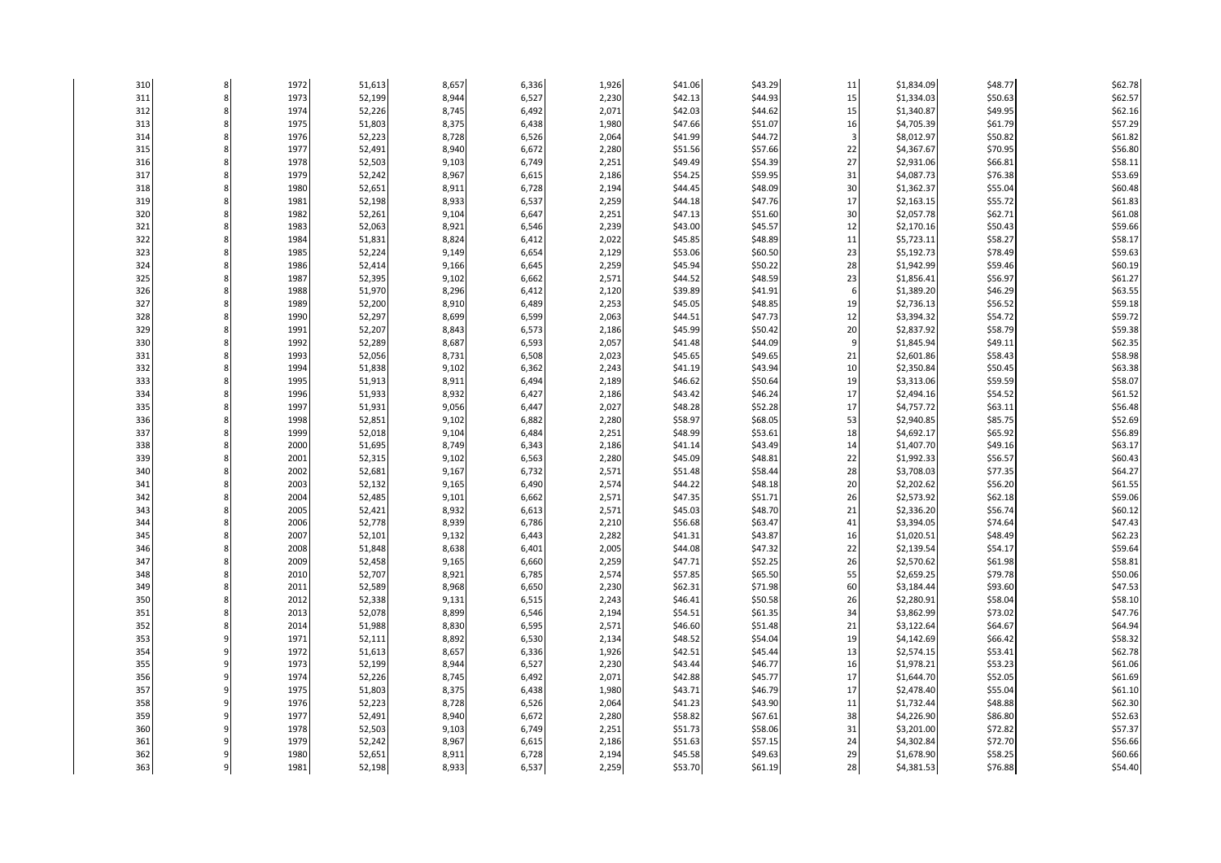| | | | | | | | | | | | | |
|---|---|---|---|---|---|---|---|---|---|---|---|---|
| 310 | 8 | 1972 | 51,613 | 8,657 | 6,336 | 1,926 | $41.06 | $43.29 | 11 | $1,834.09 | $48.77 | $62.78 |
| 311 | 8 | 1973 | 52,199 | 8,944 | 6,527 | 2,230 | $42.13 | $44.93 | 15 | $1,334.03 | $50.63 | $62.57 |
| 312 | 8 | 1974 | 52,226 | 8,745 | 6,492 | 2,071 | $42.03 | $44.62 | 15 | $1,340.87 | $49.95 | $62.16 |
| 313 | 8 | 1975 | 51,803 | 8,375 | 6,438 | 1,980 | $47.66 | $51.07 | 16 | $4,705.39 | $61.79 | $57.29 |
| 314 | 8 | 1976 | 52,223 | 8,728 | 6,526 | 2,064 | $41.99 | $44.72 | 3 | $8,012.97 | $50.82 | $61.82 |
| 315 | 8 | 1977 | 52,491 | 8,940 | 6,672 | 2,280 | $51.56 | $57.66 | 22 | $4,367.67 | $70.95 | $56.80 |
| 316 | 8 | 1978 | 52,503 | 9,103 | 6,749 | 2,251 | $49.49 | $54.39 | 27 | $2,931.06 | $66.81 | $58.11 |
| 317 | 8 | 1979 | 52,242 | 8,967 | 6,615 | 2,186 | $54.25 | $59.95 | 31 | $4,087.73 | $76.38 | $53.69 |
| 318 | 8 | 1980 | 52,651 | 8,911 | 6,728 | 2,194 | $44.45 | $48.09 | 30 | $1,362.37 | $55.04 | $60.48 |
| 319 | 8 | 1981 | 52,198 | 8,933 | 6,537 | 2,259 | $44.18 | $47.76 | 17 | $2,163.15 | $55.72 | $61.83 |
| 320 | 8 | 1982 | 52,261 | 9,104 | 6,647 | 2,251 | $47.13 | $51.60 | 30 | $2,057.78 | $62.71 | $61.08 |
| 321 | 8 | 1983 | 52,063 | 8,921 | 6,546 | 2,239 | $43.00 | $45.57 | 12 | $2,170.16 | $50.43 | $59.66 |
| 322 | 8 | 1984 | 51,831 | 8,824 | 6,412 | 2,022 | $45.85 | $48.89 | 11 | $5,723.11 | $58.27 | $58.17 |
| 323 | 8 | 1985 | 52,224 | 9,149 | 6,654 | 2,129 | $53.06 | $60.50 | 23 | $5,192.73 | $78.49 | $59.63 |
| 324 | 8 | 1986 | 52,414 | 9,166 | 6,645 | 2,259 | $45.94 | $50.22 | 28 | $1,942.99 | $59.46 | $60.19 |
| 325 | 8 | 1987 | 52,395 | 9,102 | 6,662 | 2,571 | $44.52 | $48.59 | 23 | $1,856.41 | $56.97 | $61.27 |
| 326 | 8 | 1988 | 51,970 | 8,296 | 6,412 | 2,120 | $39.89 | $41.91 | 6 | $1,389.20 | $46.29 | $63.55 |
| 327 | 8 | 1989 | 52,200 | 8,910 | 6,489 | 2,253 | $45.05 | $48.85 | 19 | $2,736.13 | $56.52 | $59.18 |
| 328 | 8 | 1990 | 52,297 | 8,699 | 6,599 | 2,063 | $44.51 | $47.73 | 12 | $3,394.32 | $54.72 | $59.72 |
| 329 | 8 | 1991 | 52,207 | 8,843 | 6,573 | 2,186 | $45.99 | $50.42 | 20 | $2,837.92 | $58.79 | $59.38 |
| 330 | 8 | 1992 | 52,289 | 8,687 | 6,593 | 2,057 | $41.48 | $44.09 | 9 | $1,845.94 | $49.11 | $62.35 |
| 331 | 8 | 1993 | 52,056 | 8,731 | 6,508 | 2,023 | $45.65 | $49.65 | 21 | $2,601.86 | $58.43 | $58.98 |
| 332 | 8 | 1994 | 51,838 | 9,102 | 6,362 | 2,243 | $41.19 | $43.94 | 10 | $2,350.84 | $50.45 | $63.38 |
| 333 | 8 | 1995 | 51,913 | 8,911 | 6,494 | 2,189 | $46.62 | $50.64 | 19 | $3,313.06 | $59.59 | $58.07 |
| 334 | 8 | 1996 | 51,933 | 8,932 | 6,427 | 2,186 | $43.42 | $46.24 | 17 | $2,494.16 | $54.52 | $61.52 |
| 335 | 8 | 1997 | 51,931 | 9,056 | 6,447 | 2,027 | $48.28 | $52.28 | 17 | $4,757.72 | $63.11 | $56.48 |
| 336 | 8 | 1998 | 52,851 | 9,102 | 6,882 | 2,280 | $58.97 | $68.05 | 53 | $2,940.85 | $85.75 | $52.69 |
| 337 | 8 | 1999 | 52,018 | 9,104 | 6,484 | 2,251 | $48.99 | $53.61 | 18 | $4,692.17 | $65.92 | $56.89 |
| 338 | 8 | 2000 | 51,695 | 8,749 | 6,343 | 2,186 | $41.14 | $43.49 | 14 | $1,407.70 | $49.16 | $63.17 |
| 339 | 8 | 2001 | 52,315 | 9,102 | 6,563 | 2,280 | $45.09 | $48.81 | 22 | $1,992.33 | $56.57 | $60.43 |
| 340 | 8 | 2002 | 52,681 | 9,167 | 6,732 | 2,571 | $51.48 | $58.44 | 28 | $3,708.03 | $77.35 | $64.27 |
| 341 | 8 | 2003 | 52,132 | 9,165 | 6,490 | 2,574 | $44.22 | $48.18 | 20 | $2,202.62 | $56.20 | $61.55 |
| 342 | 8 | 2004 | 52,485 | 9,101 | 6,662 | 2,571 | $47.35 | $51.71 | 26 | $2,573.92 | $62.18 | $59.06 |
| 343 | 8 | 2005 | 52,421 | 8,932 | 6,613 | 2,571 | $45.03 | $48.70 | 21 | $2,336.20 | $56.74 | $60.12 |
| 344 | 8 | 2006 | 52,778 | 8,939 | 6,786 | 2,210 | $56.68 | $63.47 | 41 | $3,394.05 | $74.64 | $47.43 |
| 345 | 8 | 2007 | 52,101 | 9,132 | 6,443 | 2,282 | $41.31 | $43.87 | 16 | $1,020.51 | $48.49 | $62.23 |
| 346 | 8 | 2008 | 51,848 | 8,638 | 6,401 | 2,005 | $44.08 | $47.32 | 22 | $2,139.54 | $54.17 | $59.64 |
| 347 | 8 | 2009 | 52,458 | 9,165 | 6,660 | 2,259 | $47.71 | $52.25 | 26 | $2,570.62 | $61.98 | $58.81 |
| 348 | 8 | 2010 | 52,707 | 8,921 | 6,785 | 2,574 | $57.85 | $65.50 | 55 | $2,659.25 | $79.78 | $50.06 |
| 349 | 8 | 2011 | 52,589 | 8,968 | 6,650 | 2,230 | $62.31 | $71.98 | 60 | $3,184.44 | $93.60 | $47.53 |
| 350 | 8 | 2012 | 52,338 | 9,131 | 6,515 | 2,243 | $46.41 | $50.58 | 26 | $2,280.91 | $58.04 | $58.10 |
| 351 | 8 | 2013 | 52,078 | 8,899 | 6,546 | 2,194 | $54.51 | $61.35 | 34 | $3,862.99 | $73.02 | $47.76 |
| 352 | 8 | 2014 | 51,988 | 8,830 | 6,595 | 2,571 | $46.60 | $51.48 | 21 | $3,122.64 | $64.67 | $64.94 |
| 353 | 9 | 1971 | 52,111 | 8,892 | 6,530 | 2,134 | $48.52 | $54.04 | 19 | $4,142.69 | $66.42 | $58.32 |
| 354 | 9 | 1972 | 51,613 | 8,657 | 6,336 | 1,926 | $42.51 | $45.44 | 13 | $2,574.15 | $53.41 | $62.78 |
| 355 | 9 | 1973 | 52,199 | 8,944 | 6,527 | 2,230 | $43.44 | $46.77 | 16 | $1,978.21 | $53.23 | $61.06 |
| 356 | 9 | 1974 | 52,226 | 8,745 | 6,492 | 2,071 | $42.88 | $45.77 | 17 | $1,644.70 | $52.05 | $61.69 |
| 357 | 9 | 1975 | 51,803 | 8,375 | 6,438 | 1,980 | $43.71 | $46.79 | 17 | $2,478.40 | $55.04 | $61.10 |
| 358 | 9 | 1976 | 52,223 | 8,728 | 6,526 | 2,064 | $41.23 | $43.90 | 11 | $1,732.44 | $48.88 | $62.30 |
| 359 | 9 | 1977 | 52,491 | 8,940 | 6,672 | 2,280 | $58.82 | $67.61 | 38 | $4,226.90 | $86.80 | $52.63 |
| 360 | 9 | 1978 | 52,503 | 9,103 | 6,749 | 2,251 | $51.73 | $58.06 | 31 | $3,201.00 | $72.82 | $57.37 |
| 361 | 9 | 1979 | 52,242 | 8,967 | 6,615 | 2,186 | $51.63 | $57.15 | 24 | $4,302.84 | $72.70 | $56.66 |
| 362 | 9 | 1980 | 52,651 | 8,911 | 6,728 | 2,194 | $45.58 | $49.63 | 29 | $1,678.90 | $58.25 | $60.66 |
| 363 | 9 | 1981 | 52,198 | 8,933 | 6,537 | 2,259 | $53.70 | $61.19 | 28 | $4,381.53 | $76.88 | $54.40 |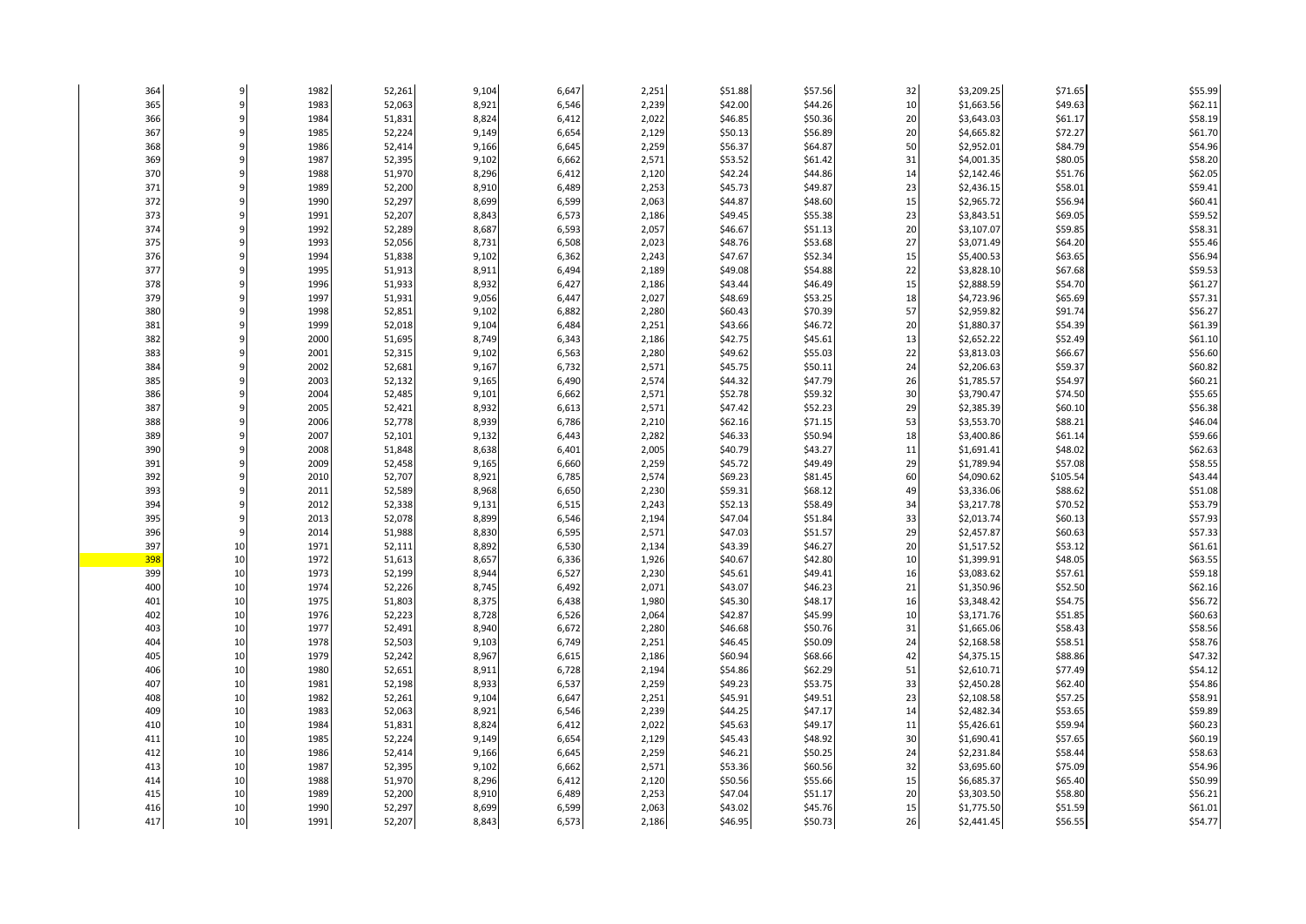| | | | | | | | | | | | | |
|---|---|---|---|---|---|---|---|---|---|---|---|---|
| 364 | 9 | 1982 | 52,261 | 9,104 | 6,647 | 2,251 | $51.88 | $57.56 | 32 | $3,209.25 | $71.65 | $55.99 |
| 365 | 9 | 1983 | 52,063 | 8,921 | 6,546 | 2,239 | $42.00 | $44.26 | 10 | $1,663.56 | $49.63 | $62.11 |
| 366 | 9 | 1984 | 51,831 | 8,824 | 6,412 | 2,022 | $46.85 | $50.36 | 20 | $3,643.03 | $61.17 | $58.19 |
| 367 | 9 | 1985 | 52,224 | 9,149 | 6,654 | 2,129 | $50.13 | $56.89 | 20 | $4,665.82 | $72.27 | $61.70 |
| 368 | 9 | 1986 | 52,414 | 9,166 | 6,645 | 2,259 | $56.37 | $64.87 | 50 | $2,952.01 | $84.79 | $54.96 |
| 369 | 9 | 1987 | 52,395 | 9,102 | 6,662 | 2,571 | $53.52 | $61.42 | 31 | $4,001.35 | $80.05 | $58.20 |
| 370 | 9 | 1988 | 51,970 | 8,296 | 6,412 | 2,120 | $42.24 | $44.86 | 14 | $2,142.46 | $51.76 | $62.05 |
| 371 | 9 | 1989 | 52,200 | 8,910 | 6,489 | 2,253 | $45.73 | $49.87 | 23 | $2,436.15 | $58.01 | $59.41 |
| 372 | 9 | 1990 | 52,297 | 8,699 | 6,599 | 2,063 | $44.87 | $48.60 | 15 | $2,965.72 | $56.94 | $60.41 |
| 373 | 9 | 1991 | 52,207 | 8,843 | 6,573 | 2,186 | $49.45 | $55.38 | 23 | $3,843.51 | $69.05 | $59.52 |
| 374 | 9 | 1992 | 52,289 | 8,687 | 6,593 | 2,057 | $46.67 | $51.13 | 20 | $3,107.07 | $59.85 | $58.31 |
| 375 | 9 | 1993 | 52,056 | 8,731 | 6,508 | 2,023 | $48.76 | $53.68 | 27 | $3,071.49 | $64.20 | $55.46 |
| 376 | 9 | 1994 | 51,838 | 9,102 | 6,362 | 2,243 | $47.67 | $52.34 | 15 | $5,400.53 | $63.65 | $56.94 |
| 377 | 9 | 1995 | 51,913 | 8,911 | 6,494 | 2,189 | $49.08 | $54.88 | 22 | $3,828.10 | $67.68 | $59.53 |
| 378 | 9 | 1996 | 51,933 | 8,932 | 6,427 | 2,186 | $43.44 | $46.49 | 15 | $2,888.59 | $54.70 | $61.27 |
| 379 | 9 | 1997 | 51,931 | 9,056 | 6,447 | 2,027 | $48.69 | $53.25 | 18 | $4,723.96 | $65.69 | $57.31 |
| 380 | 9 | 1998 | 52,851 | 9,102 | 6,882 | 2,280 | $60.43 | $70.39 | 57 | $2,959.82 | $91.74 | $56.27 |
| 381 | 9 | 1999 | 52,018 | 9,104 | 6,484 | 2,251 | $43.66 | $46.72 | 20 | $1,880.37 | $54.39 | $61.39 |
| 382 | 9 | 2000 | 51,695 | 8,749 | 6,343 | 2,186 | $42.75 | $45.61 | 13 | $2,652.22 | $52.49 | $61.10 |
| 383 | 9 | 2001 | 52,315 | 9,102 | 6,563 | 2,280 | $49.62 | $55.03 | 22 | $3,813.03 | $66.67 | $56.60 |
| 384 | 9 | 2002 | 52,681 | 9,167 | 6,732 | 2,571 | $45.75 | $50.11 | 24 | $2,206.63 | $59.37 | $60.82 |
| 385 | 9 | 2003 | 52,132 | 9,165 | 6,490 | 2,574 | $44.32 | $47.79 | 26 | $1,785.57 | $54.97 | $60.21 |
| 386 | 9 | 2004 | 52,485 | 9,101 | 6,662 | 2,571 | $52.78 | $59.32 | 30 | $3,790.47 | $74.50 | $55.65 |
| 387 | 9 | 2005 | 52,421 | 8,932 | 6,613 | 2,571 | $47.42 | $52.23 | 29 | $2,385.39 | $60.10 | $56.38 |
| 388 | 9 | 2006 | 52,778 | 8,939 | 6,786 | 2,210 | $62.16 | $71.15 | 53 | $3,553.70 | $88.21 | $46.04 |
| 389 | 9 | 2007 | 52,101 | 9,132 | 6,443 | 2,282 | $46.33 | $50.94 | 18 | $3,400.86 | $61.14 | $59.66 |
| 390 | 9 | 2008 | 51,848 | 8,638 | 6,401 | 2,005 | $40.79 | $43.27 | 11 | $1,691.41 | $48.02 | $62.63 |
| 391 | 9 | 2009 | 52,458 | 9,165 | 6,660 | 2,259 | $45.72 | $49.49 | 29 | $1,789.94 | $57.08 | $58.55 |
| 392 | 9 | 2010 | 52,707 | 8,921 | 6,785 | 2,574 | $69.23 | $81.45 | 60 | $4,090.62 | $105.54 | $43.44 |
| 393 | 9 | 2011 | 52,589 | 8,968 | 6,650 | 2,230 | $59.31 | $68.12 | 49 | $3,336.06 | $88.62 | $51.08 |
| 394 | 9 | 2012 | 52,338 | 9,131 | 6,515 | 2,243 | $52.13 | $58.49 | 34 | $3,217.78 | $70.52 | $53.79 |
| 395 | 9 | 2013 | 52,078 | 8,899 | 6,546 | 2,194 | $47.04 | $51.84 | 33 | $2,013.74 | $60.13 | $57.93 |
| 396 | 9 | 2014 | 51,988 | 8,830 | 6,595 | 2,571 | $47.03 | $51.57 | 29 | $2,457.87 | $60.63 | $57.33 |
| 397 | 10 | 1971 | 52,111 | 8,892 | 6,530 | 2,134 | $43.39 | $46.27 | 20 | $1,517.52 | $53.12 | $61.61 |
| 398 | 10 | 1972 | 51,613 | 8,657 | 6,336 | 1,926 | $40.67 | $42.80 | 10 | $1,399.91 | $48.05 | $63.55 |
| 399 | 10 | 1973 | 52,199 | 8,944 | 6,527 | 2,230 | $45.61 | $49.41 | 16 | $3,083.62 | $57.61 | $59.18 |
| 400 | 10 | 1974 | 52,226 | 8,745 | 6,492 | 2,071 | $43.07 | $46.23 | 21 | $1,350.96 | $52.50 | $62.16 |
| 401 | 10 | 1975 | 51,803 | 8,375 | 6,438 | 1,980 | $45.30 | $48.17 | 16 | $3,348.42 | $54.75 | $56.72 |
| 402 | 10 | 1976 | 52,223 | 8,728 | 6,526 | 2,064 | $42.87 | $45.99 | 10 | $3,171.76 | $51.85 | $60.63 |
| 403 | 10 | 1977 | 52,491 | 8,940 | 6,672 | 2,280 | $46.68 | $50.76 | 31 | $1,665.06 | $58.43 | $58.56 |
| 404 | 10 | 1978 | 52,503 | 9,103 | 6,749 | 2,251 | $46.45 | $50.09 | 24 | $2,168.58 | $58.51 | $58.76 |
| 405 | 10 | 1979 | 52,242 | 8,967 | 6,615 | 2,186 | $60.94 | $68.66 | 42 | $4,375.15 | $88.86 | $47.32 |
| 406 | 10 | 1980 | 52,651 | 8,911 | 6,728 | 2,194 | $54.86 | $62.29 | 51 | $2,610.71 | $77.49 | $54.12 |
| 407 | 10 | 1981 | 52,198 | 8,933 | 6,537 | 2,259 | $49.23 | $53.75 | 33 | $2,450.28 | $62.40 | $54.86 |
| 408 | 10 | 1982 | 52,261 | 9,104 | 6,647 | 2,251 | $45.91 | $49.51 | 23 | $2,108.58 | $57.25 | $58.91 |
| 409 | 10 | 1983 | 52,063 | 8,921 | 6,546 | 2,239 | $44.25 | $47.17 | 14 | $2,482.34 | $53.65 | $59.89 |
| 410 | 10 | 1984 | 51,831 | 8,824 | 6,412 | 2,022 | $45.63 | $49.17 | 11 | $5,426.61 | $59.94 | $60.23 |
| 411 | 10 | 1985 | 52,224 | 9,149 | 6,654 | 2,129 | $45.43 | $48.92 | 30 | $1,690.41 | $57.65 | $60.19 |
| 412 | 10 | 1986 | 52,414 | 9,166 | 6,645 | 2,259 | $46.21 | $50.25 | 24 | $2,231.84 | $58.44 | $58.63 |
| 413 | 10 | 1987 | 52,395 | 9,102 | 6,662 | 2,571 | $53.36 | $60.56 | 32 | $3,695.60 | $75.09 | $54.96 |
| 414 | 10 | 1988 | 51,970 | 8,296 | 6,412 | 2,120 | $50.56 | $55.66 | 15 | $6,685.37 | $65.40 | $50.99 |
| 415 | 10 | 1989 | 52,200 | 8,910 | 6,489 | 2,253 | $47.04 | $51.17 | 20 | $3,303.50 | $58.80 | $56.21 |
| 416 | 10 | 1990 | 52,297 | 8,699 | 6,599 | 2,063 | $43.02 | $45.76 | 15 | $1,775.50 | $51.59 | $61.01 |
| 417 | 10 | 1991 | 52,207 | 8,843 | 6,573 | 2,186 | $46.95 | $50.73 | 26 | $2,441.45 | $56.55 | $54.77 |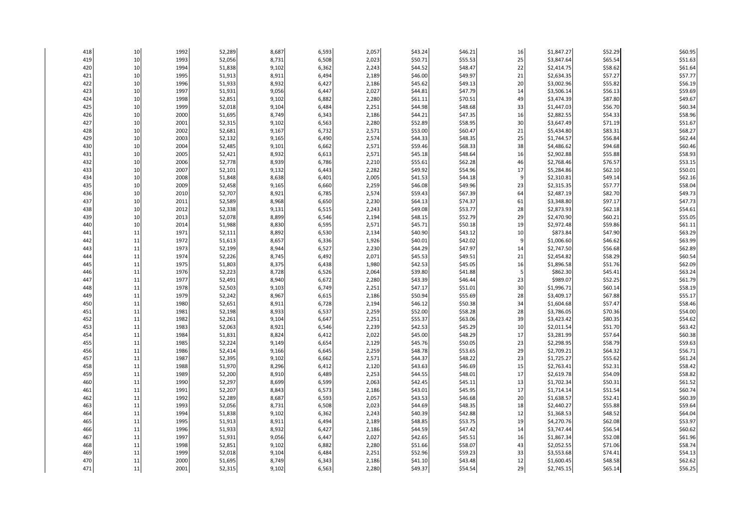| | | | | | | | | | | | | |
|---|---|---|---|---|---|---|---|---|---|---|---|---|
| 418 | 10 | 1992 | 52,289 | 8,687 | 6,593 | 2,057 | $43.24 | $46.21 | 16 | $1,847.27 | $52.29 | $60.95 |
| 419 | 10 | 1993 | 52,056 | 8,731 | 6,508 | 2,023 | $50.71 | $55.53 | 25 | $3,847.64 | $65.54 | $51.63 |
| 420 | 10 | 1994 | 51,838 | 9,102 | 6,362 | 2,243 | $44.52 | $48.47 | 22 | $2,414.75 | $58.62 | $61.64 |
| 421 | 10 | 1995 | 51,913 | 8,911 | 6,494 | 2,189 | $46.00 | $49.97 | 21 | $2,634.35 | $57.27 | $57.77 |
| 422 | 10 | 1996 | 51,933 | 8,932 | 6,427 | 2,186 | $45.62 | $49.13 | 20 | $3,002.96 | $55.82 | $56.19 |
| 423 | 10 | 1997 | 51,931 | 9,056 | 6,447 | 2,027 | $44.81 | $47.79 | 14 | $3,506.14 | $56.13 | $59.69 |
| 424 | 10 | 1998 | 52,851 | 9,102 | 6,882 | 2,280 | $61.11 | $70.51 | 49 | $3,474.39 | $87.80 | $49.67 |
| 425 | 10 | 1999 | 52,018 | 9,104 | 6,484 | 2,251 | $44.98 | $48.68 | 33 | $1,447.03 | $56.70 | $60.34 |
| 426 | 10 | 2000 | 51,695 | 8,749 | 6,343 | 2,186 | $44.21 | $47.35 | 16 | $2,882.55 | $54.33 | $58.96 |
| 427 | 10 | 2001 | 52,315 | 9,102 | 6,563 | 2,280 | $52.89 | $58.95 | 30 | $3,647.49 | $71.19 | $51.67 |
| 428 | 10 | 2002 | 52,681 | 9,167 | 6,732 | 2,571 | $53.00 | $60.47 | 21 | $5,434.80 | $83.31 | $68.27 |
| 429 | 10 | 2003 | 52,132 | 9,165 | 6,490 | 2,574 | $44.33 | $48.35 | 25 | $1,744.57 | $56.84 | $62.44 |
| 430 | 10 | 2004 | 52,485 | 9,101 | 6,662 | 2,571 | $59.46 | $68.33 | 38 | $4,486.62 | $94.68 | $60.46 |
| 431 | 10 | 2005 | 52,421 | 8,932 | 6,613 | 2,571 | $45.18 | $48.64 | 16 | $2,902.88 | $55.88 | $58.93 |
| 432 | 10 | 2006 | 52,778 | 8,939 | 6,786 | 2,210 | $55.61 | $62.28 | 46 | $2,768.46 | $76.57 | $53.15 |
| 433 | 10 | 2007 | 52,101 | 9,132 | 6,443 | 2,282 | $49.92 | $54.96 | 17 | $5,284.86 | $62.10 | $50.01 |
| 434 | 10 | 2008 | 51,848 | 8,638 | 6,401 | 2,005 | $41.53 | $44.18 | 9 | $2,310.81 | $49.14 | $62.16 |
| 435 | 10 | 2009 | 52,458 | 9,165 | 6,660 | 2,259 | $46.08 | $49.96 | 23 | $2,315.35 | $57.77 | $58.04 |
| 436 | 10 | 2010 | 52,707 | 8,921 | 6,785 | 2,574 | $59.43 | $67.39 | 64 | $2,487.19 | $82.70 | $49.73 |
| 437 | 10 | 2011 | 52,589 | 8,968 | 6,650 | 2,230 | $64.13 | $74.37 | 61 | $3,348.80 | $97.17 | $47.73 |
| 438 | 10 | 2012 | 52,338 | 9,131 | 6,515 | 2,243 | $49.08 | $53.77 | 28 | $2,873.93 | $62.18 | $54.61 |
| 439 | 10 | 2013 | 52,078 | 8,899 | 6,546 | 2,194 | $48.15 | $52.79 | 29 | $2,470.90 | $60.21 | $55.05 |
| 440 | 10 | 2014 | 51,988 | 8,830 | 6,595 | 2,571 | $45.71 | $50.18 | 19 | $2,972.48 | $59.86 | $61.11 |
| 441 | 11 | 1971 | 52,111 | 8,892 | 6,530 | 2,134 | $40.90 | $43.12 | 10 | $873.84 | $47.90 | $63.29 |
| 442 | 11 | 1972 | 51,613 | 8,657 | 6,336 | 1,926 | $40.01 | $42.02 | 9 | $1,006.60 | $46.62 | $63.99 |
| 443 | 11 | 1973 | 52,199 | 8,944 | 6,527 | 2,230 | $44.29 | $47.97 | 14 | $2,747.50 | $56.68 | $62.89 |
| 444 | 11 | 1974 | 52,226 | 8,745 | 6,492 | 2,071 | $45.53 | $49.51 | 21 | $2,454.82 | $58.29 | $60.54 |
| 445 | 11 | 1975 | 51,803 | 8,375 | 6,438 | 1,980 | $42.53 | $45.05 | 16 | $1,896.58 | $51.76 | $62.09 |
| 446 | 11 | 1976 | 52,223 | 8,728 | 6,526 | 2,064 | $39.80 | $41.88 | 5 | $862.30 | $45.41 | $63.24 |
| 447 | 11 | 1977 | 52,491 | 8,940 | 6,672 | 2,280 | $43.39 | $46.44 | 23 | $989.07 | $52.25 | $61.79 |
| 448 | 11 | 1978 | 52,503 | 9,103 | 6,749 | 2,251 | $47.17 | $51.01 | 30 | $1,996.71 | $60.14 | $58.19 |
| 449 | 11 | 1979 | 52,242 | 8,967 | 6,615 | 2,186 | $50.94 | $55.69 | 28 | $3,409.17 | $67.88 | $55.17 |
| 450 | 11 | 1980 | 52,651 | 8,911 | 6,728 | 2,194 | $46.12 | $50.38 | 34 | $1,604.68 | $57.47 | $58.46 |
| 451 | 11 | 1981 | 52,198 | 8,933 | 6,537 | 2,259 | $52.00 | $58.28 | 28 | $3,786.05 | $70.36 | $54.00 |
| 452 | 11 | 1982 | 52,261 | 9,104 | 6,647 | 2,251 | $55.37 | $63.06 | 39 | $3,423.42 | $80.35 | $54.62 |
| 453 | 11 | 1983 | 52,063 | 8,921 | 6,546 | 2,239 | $42.53 | $45.29 | 10 | $2,011.54 | $51.70 | $63.42 |
| 454 | 11 | 1984 | 51,831 | 8,824 | 6,412 | 2,022 | $45.00 | $48.29 | 17 | $3,281.99 | $57.64 | $60.38 |
| 455 | 11 | 1985 | 52,224 | 9,149 | 6,654 | 2,129 | $45.76 | $50.05 | 23 | $2,298.95 | $58.79 | $59.63 |
| 456 | 11 | 1986 | 52,414 | 9,166 | 6,645 | 2,259 | $48.78 | $53.65 | 29 | $2,709.21 | $64.32 | $56.71 |
| 457 | 11 | 1987 | 52,395 | 9,102 | 6,662 | 2,571 | $44.37 | $48.22 | 23 | $1,725.27 | $55.62 | $61.24 |
| 458 | 11 | 1988 | 51,970 | 8,296 | 6,412 | 2,120 | $43.63 | $46.69 | 15 | $2,763.41 | $52.31 | $58.42 |
| 459 | 11 | 1989 | 52,200 | 8,910 | 6,489 | 2,253 | $44.55 | $48.01 | 17 | $2,619.78 | $54.09 | $58.82 |
| 460 | 11 | 1990 | 52,297 | 8,699 | 6,599 | 2,063 | $42.45 | $45.11 | 13 | $1,702.34 | $50.31 | $61.52 |
| 461 | 11 | 1991 | 52,207 | 8,843 | 6,573 | 2,186 | $43.01 | $45.95 | 17 | $1,714.14 | $51.54 | $60.74 |
| 462 | 11 | 1992 | 52,289 | 8,687 | 6,593 | 2,057 | $43.53 | $46.68 | 20 | $1,638.57 | $52.41 | $60.39 |
| 463 | 11 | 1993 | 52,056 | 8,731 | 6,508 | 2,023 | $44.69 | $48.35 | 18 | $2,440.27 | $55.88 | $59.64 |
| 464 | 11 | 1994 | 51,838 | 9,102 | 6,362 | 2,243 | $40.39 | $42.88 | 12 | $1,368.53 | $48.52 | $64.04 |
| 465 | 11 | 1995 | 51,913 | 8,911 | 6,494 | 2,189 | $48.85 | $53.75 | 19 | $4,270.76 | $62.08 | $53.97 |
| 466 | 11 | 1996 | 51,933 | 8,932 | 6,427 | 2,186 | $44.59 | $47.42 | 14 | $3,747.44 | $56.54 | $60.62 |
| 467 | 11 | 1997 | 51,931 | 9,056 | 6,447 | 2,027 | $42.65 | $45.51 | 16 | $1,867.34 | $52.08 | $61.96 |
| 468 | 11 | 1998 | 52,851 | 9,102 | 6,882 | 2,280 | $51.66 | $58.07 | 43 | $2,052.55 | $71.06 | $58.74 |
| 469 | 11 | 1999 | 52,018 | 9,104 | 6,484 | 2,251 | $52.96 | $59.23 | 33 | $3,553.68 | $74.41 | $54.13 |
| 470 | 11 | 2000 | 51,695 | 8,749 | 6,343 | 2,186 | $41.10 | $43.48 | 12 | $1,600.45 | $48.58 | $62.62 |
| 471 | 11 | 2001 | 52,315 | 9,102 | 6,563 | 2,280 | $49.37 | $54.54 | 29 | $2,745.15 | $65.14 | $56.25 |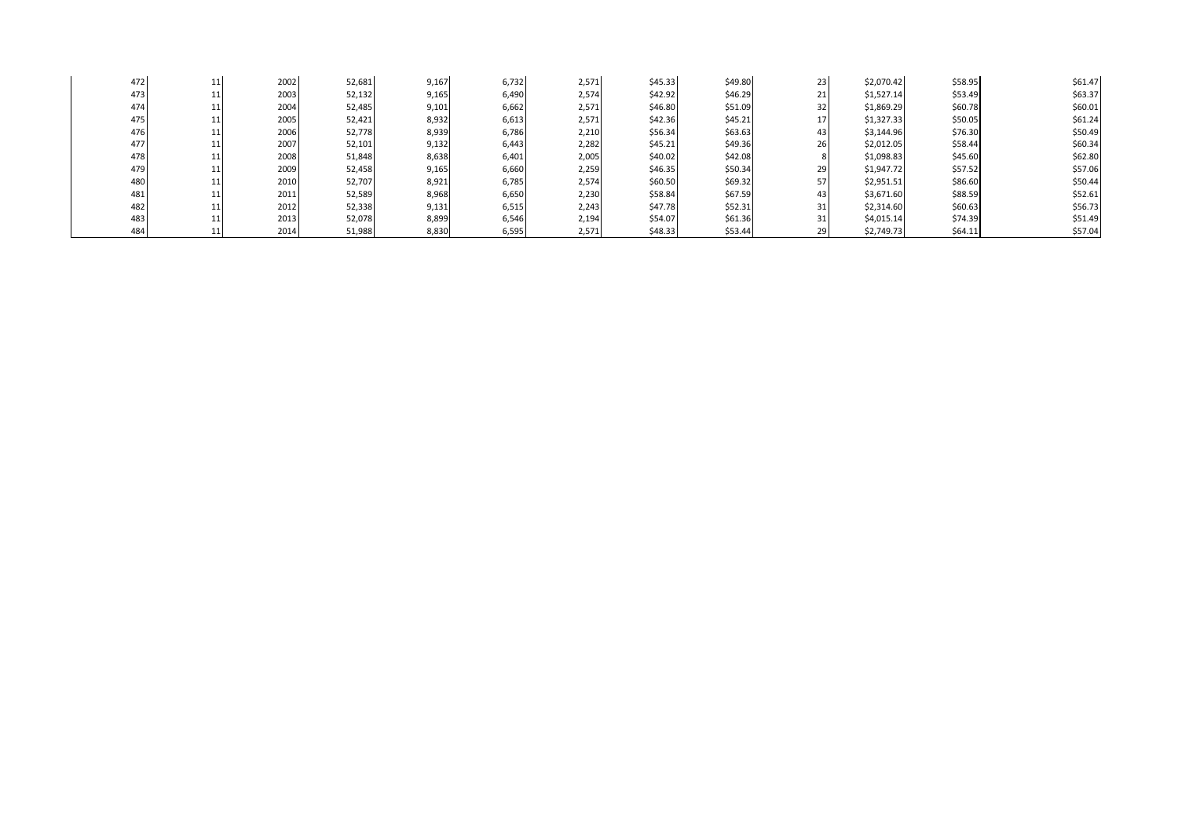| | | | | | | | | | | | | |
|---|---|---|---|---|---|---|---|---|---|---|---|---|
| 472 | 11 | 2002 | 52,681 | 9,167 | 6,732 | 2,571 | $45.33 | $49.80 | 23 | $2,070.42 | $58.95 | $61.47 |
| 473 | 11 | 2003 | 52,132 | 9,165 | 6,490 | 2,574 | $42.92 | $46.29 | 21 | $1,527.14 | $53.49 | $63.37 |
| 474 | 11 | 2004 | 52,485 | 9,101 | 6,662 | 2,571 | $46.80 | $51.09 | 32 | $1,869.29 | $60.78 | $60.01 |
| 475 | 11 | 2005 | 52,421 | 8,932 | 6,613 | 2,571 | $42.36 | $45.21 | 17 | $1,327.33 | $50.05 | $61.24 |
| 476 | 11 | 2006 | 52,778 | 8,939 | 6,786 | 2,210 | $56.34 | $63.63 | 43 | $3,144.96 | $76.30 | $50.49 |
| 477 | 11 | 2007 | 52,101 | 9,132 | 6,443 | 2,282 | $45.21 | $49.36 | 26 | $2,012.05 | $58.44 | $60.34 |
| 478 | 11 | 2008 | 51,848 | 8,638 | 6,401 | 2,005 | $40.02 | $42.08 | 8 | $1,098.83 | $45.60 | $62.80 |
| 479 | 11 | 2009 | 52,458 | 9,165 | 6,660 | 2,259 | $46.35 | $50.34 | 29 | $1,947.72 | $57.52 | $57.06 |
| 480 | 11 | 2010 | 52,707 | 8,921 | 6,785 | 2,574 | $60.50 | $69.32 | 57 | $2,951.51 | $86.60 | $50.44 |
| 481 | 11 | 2011 | 52,589 | 8,968 | 6,650 | 2,230 | $58.84 | $67.59 | 43 | $3,671.60 | $88.59 | $52.61 |
| 482 | 11 | 2012 | 52,338 | 9,131 | 6,515 | 2,243 | $47.78 | $52.31 | 31 | $2,314.60 | $60.63 | $56.73 |
| 483 | 11 | 2013 | 52,078 | 8,899 | 6,546 | 2,194 | $54.07 | $61.36 | 31 | $4,015.14 | $74.39 | $51.49 |
| 484 | 11 | 2014 | 51,988 | 8,830 | 6,595 | 2,571 | $48.33 | $53.44 | 29 | $2,749.73 | $64.11 | $57.04 |